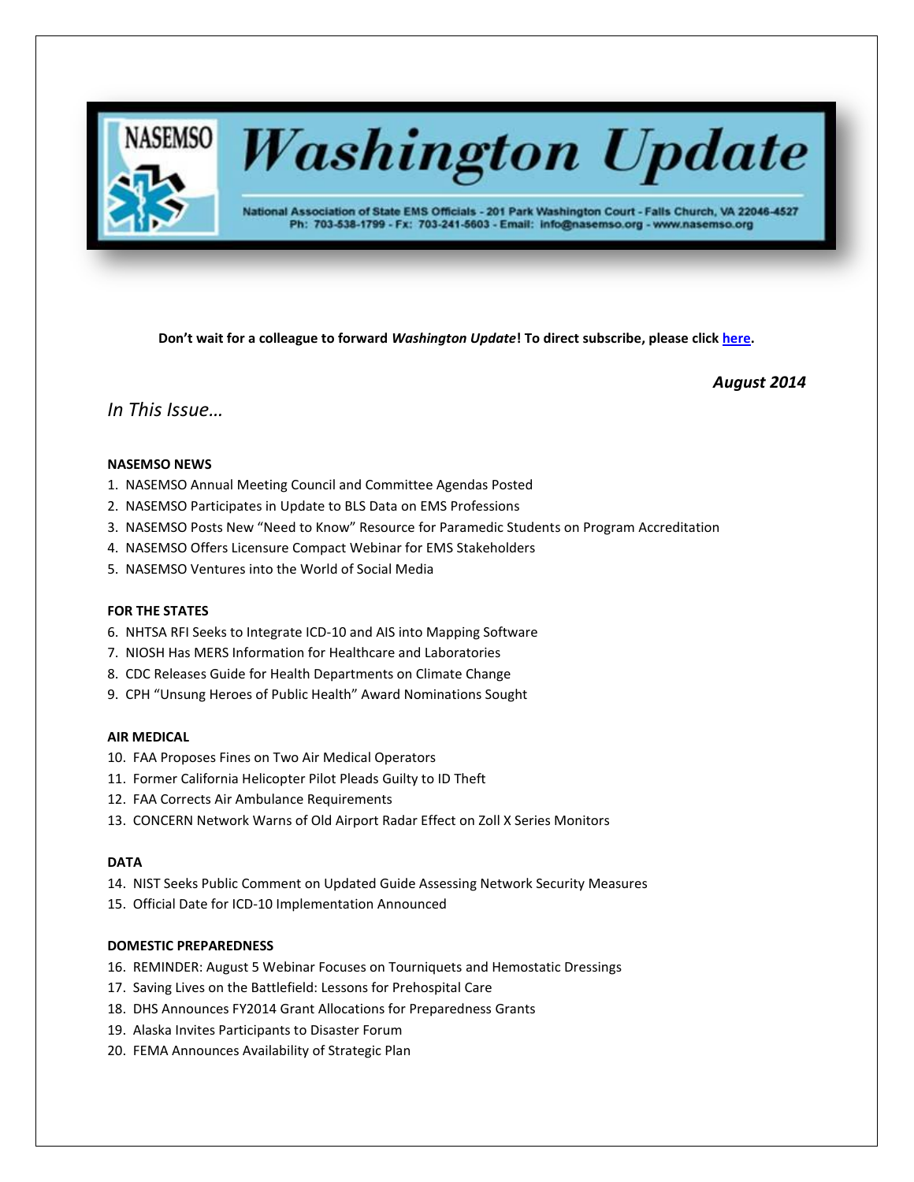# Washington Update

National Association of State EMS Officials - 201 Park Washington Court - Falls Church, VA 22046-4527
Ph: 703-538-1799 - Fx: 703-241-5603 - Email: info@nasemso.org - www.nasemso.org

**Don't wait for a colleague to forward *Washington Update*! To direct subscribe, please click here.**

***August 2014***

## *In This Issue…*

**NASEMSO NEWS**

1. NASEMSO Annual Meeting Council and Committee Agendas Posted
2. NASEMSO Participates in Update to BLS Data on EMS Professions
3. NASEMSO Posts New "Need to Know" Resource for Paramedic Students on Program Accreditation
4. NASEMSO Offers Licensure Compact Webinar for EMS Stakeholders
5. NASEMSO Ventures into the World of Social Media

**FOR THE STATES**

6. NHTSA RFI Seeks to Integrate ICD-10 and AIS into Mapping Software
7. NIOSH Has MERS Information for Healthcare and Laboratories
8. CDC Releases Guide for Health Departments on Climate Change
9. CPH "Unsung Heroes of Public Health" Award Nominations Sought

**AIR MEDICAL**

10. FAA Proposes Fines on Two Air Medical Operators
11. Former California Helicopter Pilot Pleads Guilty to ID Theft
12. FAA Corrects Air Ambulance Requirements
13. CONCERN Network Warns of Old Airport Radar Effect on Zoll X Series Monitors

**DATA**

14. NIST Seeks Public Comment on Updated Guide Assessing Network Security Measures
15. Official Date for ICD-10 Implementation Announced

**DOMESTIC PREPAREDNESS**

16. REMINDER: August 5 Webinar Focuses on Tourniquets and Hemostatic Dressings
17. Saving Lives on the Battlefield: Lessons for Prehospital Care
18. DHS Announces FY2014 Grant Allocations for Preparedness Grants
19. Alaska Invites Participants to Disaster Forum
20. FEMA Announces Availability of Strategic Plan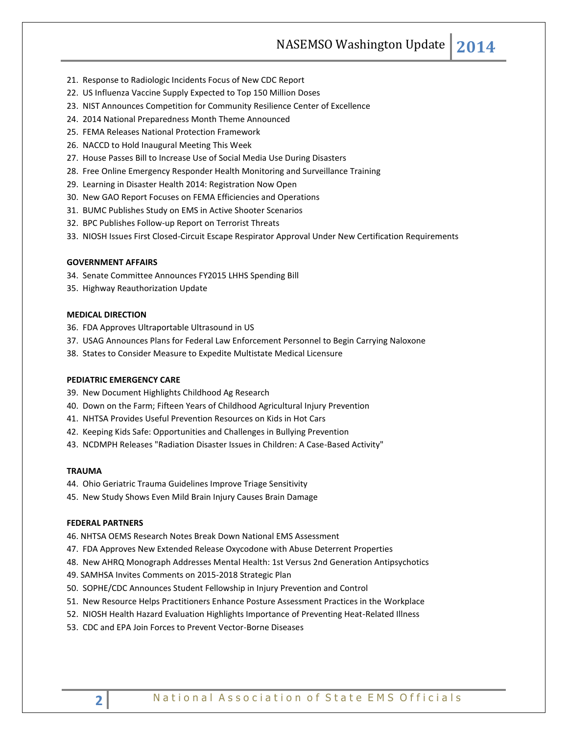21. Response to Radiologic Incidents Focus of New CDC Report
22. US Influenza Vaccine Supply Expected to Top 150 Million Doses
23. NIST Announces Competition for Community Resilience Center of Excellence
24. 2014 National Preparedness Month Theme Announced
25. FEMA Releases National Protection Framework
26. NACCD to Hold Inaugural Meeting This Week
27. House Passes Bill to Increase Use of Social Media Use During Disasters
28. Free Online Emergency Responder Health Monitoring and Surveillance Training
29. Learning in Disaster Health 2014: Registration Now Open
30. New GAO Report Focuses on FEMA Efficiencies and Operations
31. BUMC Publishes Study on EMS in Active Shooter Scenarios
32. BPC Publishes Follow-up Report on Terrorist Threats
33. NIOSH Issues First Closed-Circuit Escape Respirator Approval Under New Certification Requirements

**GOVERNMENT AFFAIRS**

34. Senate Committee Announces FY2015 LHHS Spending Bill
35. Highway Reauthorization Update

**MEDICAL DIRECTION**

36. FDA Approves Ultraportable Ultrasound in US
37. USAG Announces Plans for Federal Law Enforcement Personnel to Begin Carrying Naloxone
38. States to Consider Measure to Expedite Multistate Medical Licensure

**PEDIATRIC EMERGENCY CARE**

39. New Document Highlights Childhood Ag Research
40. Down on the Farm; Fifteen Years of Childhood Agricultural Injury Prevention
41. NHTSA Provides Useful Prevention Resources on Kids in Hot Cars
42. Keeping Kids Safe: Opportunities and Challenges in Bullying Prevention
43. NCDMPH Releases "Radiation Disaster Issues in Children: A Case-Based Activity"

**TRAUMA**

44. Ohio Geriatric Trauma Guidelines Improve Triage Sensitivity
45. New Study Shows Even Mild Brain Injury Causes Brain Damage

**FEDERAL PARTNERS**

46. NHTSA OEMS Research Notes Break Down National EMS Assessment
47. FDA Approves New Extended Release Oxycodone with Abuse Deterrent Properties
48. New AHRQ Monograph Addresses Mental Health: 1st Versus 2nd Generation Antipsychotics
49. SAMHSA Invites Comments on 2015-2018 Strategic Plan
50. SOPHE/CDC Announces Student Fellowship in Injury Prevention and Control
51. New Resource Helps Practitioners Enhance Posture Assessment Practices in the Workplace
52. NIOSH Health Hazard Evaluation Highlights Importance of Preventing Heat-Related Illness
53. CDC and EPA Join Forces to Prevent Vector-Borne Diseases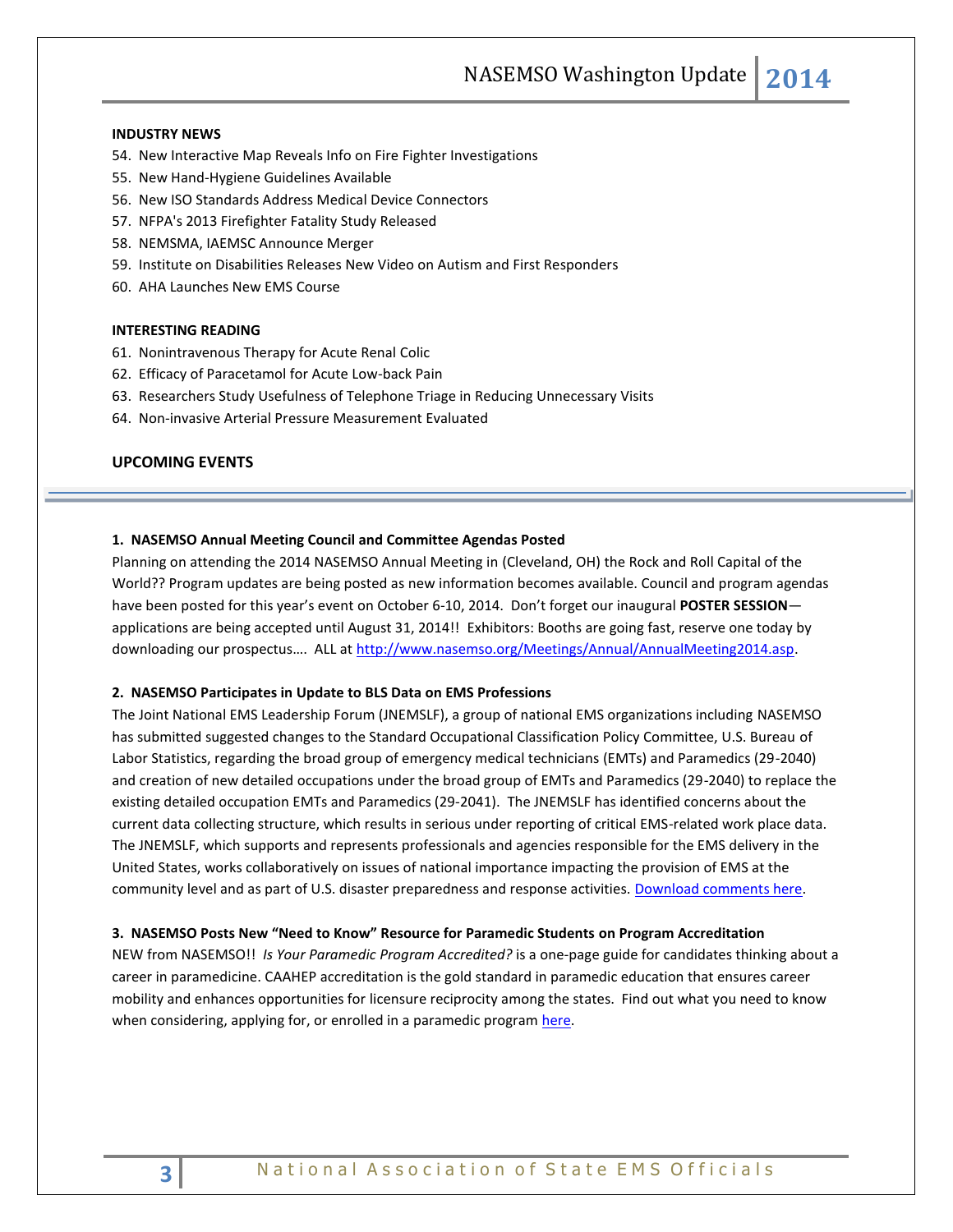**INDUSTRY NEWS**

54. New Interactive Map Reveals Info on Fire Fighter Investigations
55. New Hand-Hygiene Guidelines Available
56. New ISO Standards Address Medical Device Connectors
57. NFPA's 2013 Firefighter Fatality Study Released
58. NEMSMA, IAEMSC Announce Merger
59. Institute on Disabilities Releases New Video on Autism and First Responders
60. AHA Launches New EMS Course

**INTERESTING READING**

61. Nonintravenous Therapy for Acute Renal Colic
62. Efficacy of Paracetamol for Acute Low-back Pain
63. Researchers Study Usefulness of Telephone Triage in Reducing Unnecessary Visits
64. Non-invasive Arterial Pressure Measurement Evaluated

**UPCOMING EVENTS**

---

### 1. NASEMSO Annual Meeting Council and Committee Agendas Posted

Planning on attending the 2014 NASEMSO Annual Meeting in (Cleveland, OH) the Rock and Roll Capital of the World?? Program updates are being posted as new information becomes available. Council and program agendas have been posted for this year's event on October 6-10, 2014. Don't forget our inaugural **POSTER SESSION**—applications are being accepted until August 31, 2014!! Exhibitors: Booths are going fast, reserve one today by downloading our prospectus…. ALL at http://www.nasemso.org/Meetings/Annual/AnnualMeeting2014.asp.

### 2. NASEMSO Participates in Update to BLS Data on EMS Professions

The Joint National EMS Leadership Forum (JNEMSLF), a group of national EMS organizations including NASEMSO has submitted suggested changes to the Standard Occupational Classification Policy Committee, U.S. Bureau of Labor Statistics, regarding the broad group of emergency medical technicians (EMTs) and Paramedics (29-2040) and creation of new detailed occupations under the broad group of EMTs and Paramedics (29-2040) to replace the existing detailed occupation EMTs and Paramedics (29-2041). The JNEMSLF has identified concerns about the current data collecting structure, which results in serious under reporting of critical EMS-related work place data. The JNEMSLF, which supports and represents professionals and agencies responsible for the EMS delivery in the United States, works collaboratively on issues of national importance impacting the provision of EMS at the community level and as part of U.S. disaster preparedness and response activities. Download comments here.

### 3. NASEMSO Posts New "Need to Know" Resource for Paramedic Students on Program Accreditation

NEW from NASEMSO!! *Is Your Paramedic Program Accredited?* is a one-page guide for candidates thinking about a career in paramedicine. CAAHEP accreditation is the gold standard in paramedic education that ensures career mobility and enhances opportunities for licensure reciprocity among the states. Find out what you need to know when considering, applying for, or enrolled in a paramedic program here.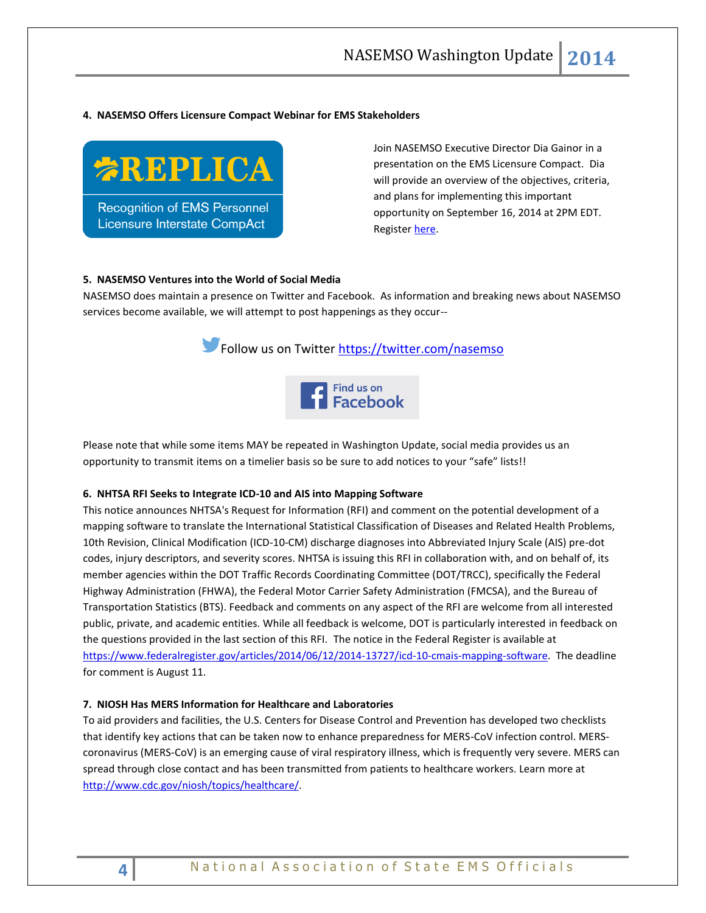**4. NASEMSO Offers Licensure Compact Webinar for EMS Stakeholders**

REPLICA
Recognition of EMS Personnel Licensure Interstate CompAct

Join NASEMSO Executive Director Dia Gainor in a presentation on the EMS Licensure Compact. Dia will provide an overview of the objectives, criteria, and plans for implementing this important opportunity on September 16, 2014 at 2PM EDT. Register here.

**5. NASEMSO Ventures into the World of Social Media**

NASEMSO does maintain a presence on Twitter and Facebook. As information and breaking news about NASEMSO services become available, we will attempt to post happenings as they occur--

Follow us on Twitter https://twitter.com/nasemso

Find us on Facebook

Please note that while some items MAY be repeated in Washington Update, social media provides us an opportunity to transmit items on a timelier basis so be sure to add notices to your "safe" lists!!

**6. NHTSA RFI Seeks to Integrate ICD-10 and AIS into Mapping Software**

This notice announces NHTSA's Request for Information (RFI) and comment on the potential development of a mapping software to translate the International Statistical Classification of Diseases and Related Health Problems, 10th Revision, Clinical Modification (ICD-10-CM) discharge diagnoses into Abbreviated Injury Scale (AIS) pre-dot codes, injury descriptors, and severity scores. NHTSA is issuing this RFI in collaboration with, and on behalf of, its member agencies within the DOT Traffic Records Coordinating Committee (DOT/TRCC), specifically the Federal Highway Administration (FHWA), the Federal Motor Carrier Safety Administration (FMCSA), and the Bureau of Transportation Statistics (BTS). Feedback and comments on any aspect of the RFI are welcome from all interested public, private, and academic entities. While all feedback is welcome, DOT is particularly interested in feedback on the questions provided in the last section of this RFI. The notice in the Federal Register is available at https://www.federalregister.gov/articles/2014/06/12/2014-13727/icd-10-cmais-mapping-software. The deadline for comment is August 11.

**7. NIOSH Has MERS Information for Healthcare and Laboratories**

To aid providers and facilities, the U.S. Centers for Disease Control and Prevention has developed two checklists that identify key actions that can be taken now to enhance preparedness for MERS-CoV infection control. MERS-coronavirus (MERS-CoV) is an emerging cause of viral respiratory illness, which is frequently very severe. MERS can spread through close contact and has been transmitted from patients to healthcare workers. Learn more at http://www.cdc.gov/niosh/topics/healthcare/.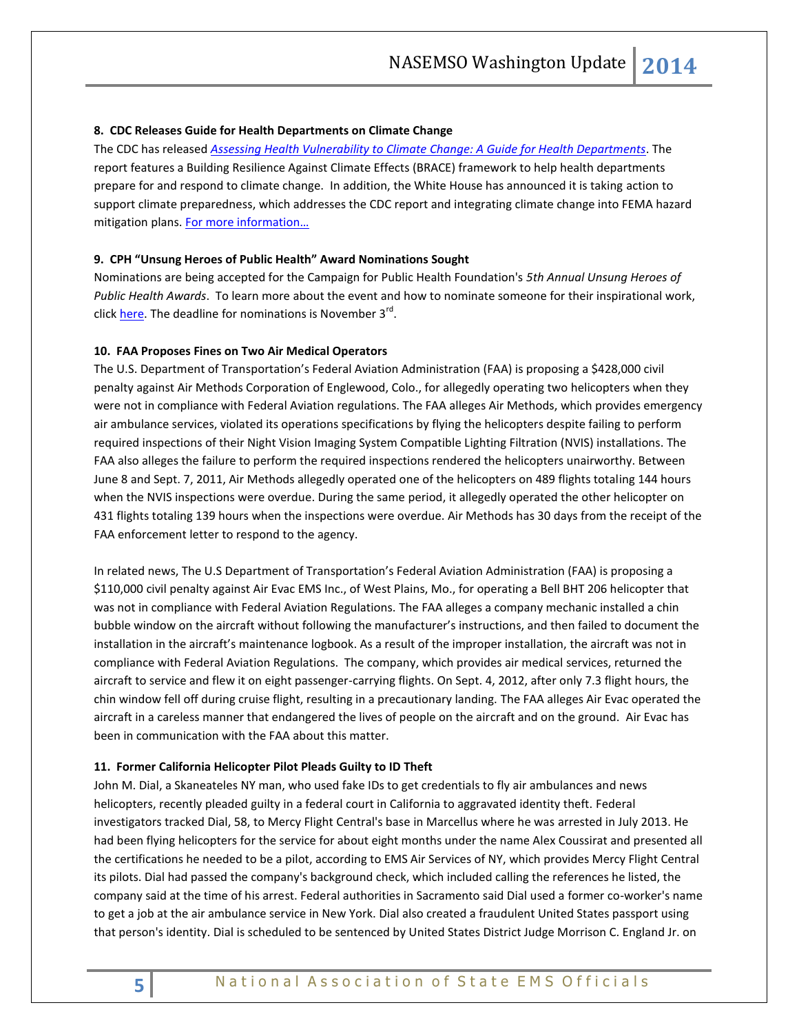**8. CDC Releases Guide for Health Departments on Climate Change**

The CDC has released [*Assessing Health Vulnerability to Climate Change: A Guide for Health Departments*](). The report features a Building Resilience Against Climate Effects (BRACE) framework to help health departments prepare for and respond to climate change. In addition, the White House has announced it is taking action to support climate preparedness, which addresses the CDC report and integrating climate change into FEMA hazard mitigation plans. [For more information…]()

**9. CPH "Unsung Heroes of Public Health" Award Nominations Sought**

Nominations are being accepted for the Campaign for Public Health Foundation's *5th Annual Unsung Heroes of Public Health Awards*. To learn more about the event and how to nominate someone for their inspirational work, click [here](). The deadline for nominations is November 3rd.

**10. FAA Proposes Fines on Two Air Medical Operators**

The U.S. Department of Transportation's Federal Aviation Administration (FAA) is proposing a $428,000 civil penalty against Air Methods Corporation of Englewood, Colo., for allegedly operating two helicopters when they were not in compliance with Federal Aviation regulations. The FAA alleges Air Methods, which provides emergency air ambulance services, violated its operations specifications by flying the helicopters despite failing to perform required inspections of their Night Vision Imaging System Compatible Lighting Filtration (NVIS) installations. The FAA also alleges the failure to perform the required inspections rendered the helicopters unairworthy. Between June 8 and Sept. 7, 2011, Air Methods allegedly operated one of the helicopters on 489 flights totaling 144 hours when the NVIS inspections were overdue. During the same period, it allegedly operated the other helicopter on 431 flights totaling 139 hours when the inspections were overdue. Air Methods has 30 days from the receipt of the FAA enforcement letter to respond to the agency.

In related news, The U.S Department of Transportation's Federal Aviation Administration (FAA) is proposing a $110,000 civil penalty against Air Evac EMS Inc., of West Plains, Mo., for operating a Bell BHT 206 helicopter that was not in compliance with Federal Aviation Regulations. The FAA alleges a company mechanic installed a chin bubble window on the aircraft without following the manufacturer's instructions, and then failed to document the installation in the aircraft's maintenance logbook. As a result of the improper installation, the aircraft was not in compliance with Federal Aviation Regulations. The company, which provides air medical services, returned the aircraft to service and flew it on eight passenger-carrying flights. On Sept. 4, 2012, after only 7.3 flight hours, the chin window fell off during cruise flight, resulting in a precautionary landing. The FAA alleges Air Evac operated the aircraft in a careless manner that endangered the lives of people on the aircraft and on the ground. Air Evac has been in communication with the FAA about this matter.

**11. Former California Helicopter Pilot Pleads Guilty to ID Theft**

John M. Dial, a Skaneateles NY man, who used fake IDs to get credentials to fly air ambulances and news helicopters, recently pleaded guilty in a federal court in California to aggravated identity theft. Federal investigators tracked Dial, 58, to Mercy Flight Central's base in Marcellus where he was arrested in July 2013. He had been flying helicopters for the service for about eight months under the name Alex Coussirat and presented all the certifications he needed to be a pilot, according to EMS Air Services of NY, which provides Mercy Flight Central its pilots. Dial had passed the company's background check, which included calling the references he listed, the company said at the time of his arrest. Federal authorities in Sacramento said Dial used a former co-worker's name to get a job at the air ambulance service in New York. Dial also created a fraudulent United States passport using that person's identity. Dial is scheduled to be sentenced by United States District Judge Morrison C. England Jr. on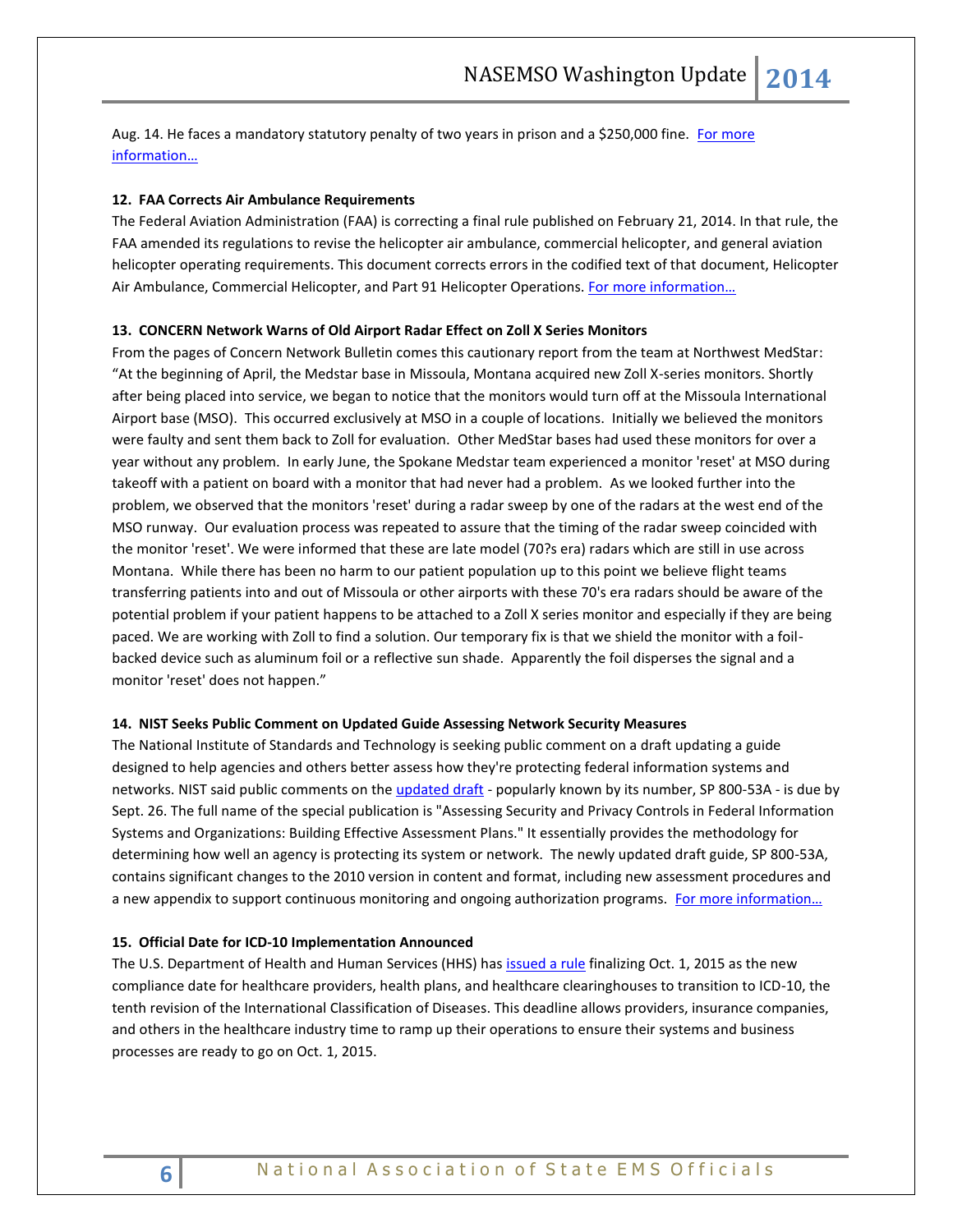Aug. 14. He faces a mandatory statutory penalty of two years in prison and a $250,000 fine. For more information…

**12. FAA Corrects Air Ambulance Requirements**

The Federal Aviation Administration (FAA) is correcting a final rule published on February 21, 2014. In that rule, the FAA amended its regulations to revise the helicopter air ambulance, commercial helicopter, and general aviation helicopter operating requirements. This document corrects errors in the codified text of that document, Helicopter Air Ambulance, Commercial Helicopter, and Part 91 Helicopter Operations. For more information…

**13. CONCERN Network Warns of Old Airport Radar Effect on Zoll X Series Monitors**

From the pages of Concern Network Bulletin comes this cautionary report from the team at Northwest MedStar: "At the beginning of April, the Medstar base in Missoula, Montana acquired new Zoll X-series monitors. Shortly after being placed into service, we began to notice that the monitors would turn off at the Missoula International Airport base (MSO). This occurred exclusively at MSO in a couple of locations. Initially we believed the monitors were faulty and sent them back to Zoll for evaluation. Other MedStar bases had used these monitors for over a year without any problem. In early June, the Spokane Medstar team experienced a monitor 'reset' at MSO during takeoff with a patient on board with a monitor that had never had a problem. As we looked further into the problem, we observed that the monitors 'reset' during a radar sweep by one of the radars at the west end of the MSO runway. Our evaluation process was repeated to assure that the timing of the radar sweep coincided with the monitor 'reset'. We were informed that these are late model (70?s era) radars which are still in use across Montana. While there has been no harm to our patient population up to this point we believe flight teams transferring patients into and out of Missoula or other airports with these 70's era radars should be aware of the potential problem if your patient happens to be attached to a Zoll X series monitor and especially if they are being paced. We are working with Zoll to find a solution. Our temporary fix is that we shield the monitor with a foil-backed device such as aluminum foil or a reflective sun shade. Apparently the foil disperses the signal and a monitor 'reset' does not happen."

**14. NIST Seeks Public Comment on Updated Guide Assessing Network Security Measures**

The National Institute of Standards and Technology is seeking public comment on a draft updating a guide designed to help agencies and others better assess how they're protecting federal information systems and networks. NIST said public comments on the updated draft - popularly known by its number, SP 800-53A - is due by Sept. 26. The full name of the special publication is "Assessing Security and Privacy Controls in Federal Information Systems and Organizations: Building Effective Assessment Plans." It essentially provides the methodology for determining how well an agency is protecting its system or network. The newly updated draft guide, SP 800-53A, contains significant changes to the 2010 version in content and format, including new assessment procedures and a new appendix to support continuous monitoring and ongoing authorization programs. For more information…

**15. Official Date for ICD-10 Implementation Announced**

The U.S. Department of Health and Human Services (HHS) has issued a rule finalizing Oct. 1, 2015 as the new compliance date for healthcare providers, health plans, and healthcare clearinghouses to transition to ICD-10, the tenth revision of the International Classification of Diseases. This deadline allows providers, insurance companies, and others in the healthcare industry time to ramp up their operations to ensure their systems and business processes are ready to go on Oct. 1, 2015.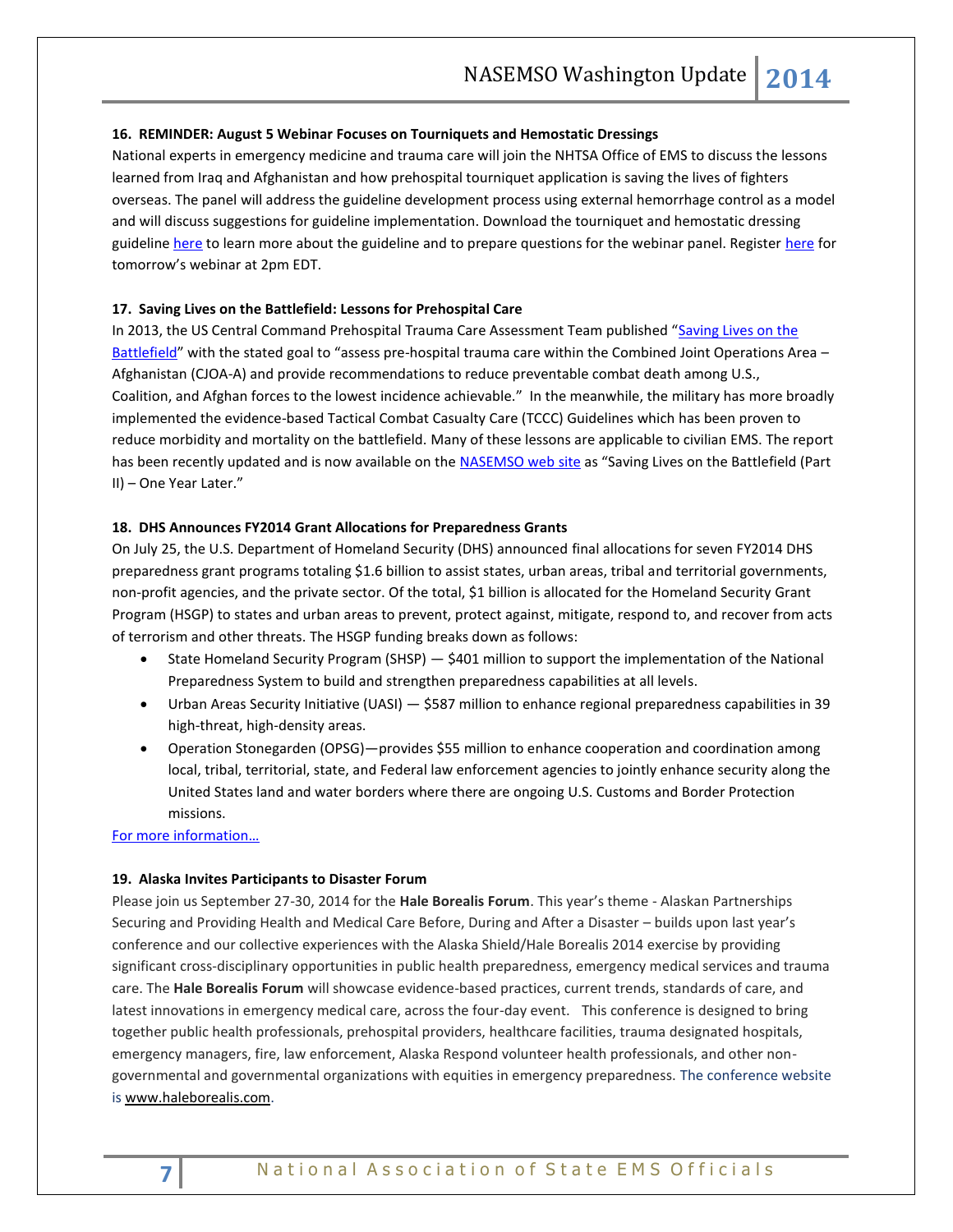### 16. REMINDER: August 5 Webinar Focuses on Tourniquets and Hemostatic Dressings

National experts in emergency medicine and trauma care will join the NHTSA Office of EMS to discuss the lessons learned from Iraq and Afghanistan and how prehospital tourniquet application is saving the lives of fighters overseas. The panel will address the guideline development process using external hemorrhage control as a model and will discuss suggestions for guideline implementation. Download the tourniquet and hemostatic dressing guideline here to learn more about the guideline and to prepare questions for the webinar panel. Register here for tomorrow's webinar at 2pm EDT.

### 17. Saving Lives on the Battlefield: Lessons for Prehospital Care

In 2013, the US Central Command Prehospital Trauma Care Assessment Team published "Saving Lives on the Battlefield" with the stated goal to "assess pre-hospital trauma care within the Combined Joint Operations Area – Afghanistan (CJOA-A) and provide recommendations to reduce preventable combat death among U.S., Coalition, and Afghan forces to the lowest incidence achievable." In the meanwhile, the military has more broadly implemented the evidence-based Tactical Combat Casualty Care (TCCC) Guidelines which has been proven to reduce morbidity and mortality on the battlefield. Many of these lessons are applicable to civilian EMS. The report has been recently updated and is now available on the NASEMSO web site as "Saving Lives on the Battlefield (Part II) – One Year Later."

### 18. DHS Announces FY2014 Grant Allocations for Preparedness Grants

On July 25, the U.S. Department of Homeland Security (DHS) announced final allocations for seven FY2014 DHS preparedness grant programs totaling $1.6 billion to assist states, urban areas, tribal and territorial governments, non-profit agencies, and the private sector. Of the total, $1 billion is allocated for the Homeland Security Grant Program (HSGP) to states and urban areas to prevent, protect against, mitigate, respond to, and recover from acts of terrorism and other threats. The HSGP funding breaks down as follows:

- State Homeland Security Program (SHSP) — $401 million to support the implementation of the National Preparedness System to build and strengthen preparedness capabilities at all levels.
- Urban Areas Security Initiative (UASI) — $587 million to enhance regional preparedness capabilities in 39 high-threat, high-density areas.
- Operation Stonegarden (OPSG)—provides $55 million to enhance cooperation and coordination among local, tribal, territorial, state, and Federal law enforcement agencies to jointly enhance security along the United States land and water borders where there are ongoing U.S. Customs and Border Protection missions.

For more information…

### 19. Alaska Invites Participants to Disaster Forum

Please join us September 27-30, 2014 for the **Hale Borealis Forum**. This year's theme - Alaskan Partnerships Securing and Providing Health and Medical Care Before, During and After a Disaster – builds upon last year's conference and our collective experiences with the Alaska Shield/Hale Borealis 2014 exercise by providing significant cross-disciplinary opportunities in public health preparedness, emergency medical services and trauma care. The **Hale Borealis Forum** will showcase evidence-based practices, current trends, standards of care, and latest innovations in emergency medical care, across the four-day event. This conference is designed to bring together public health professionals, prehospital providers, healthcare facilities, trauma designated hospitals, emergency managers, fire, law enforcement, Alaska Respond volunteer health professionals, and other non-governmental and governmental organizations with equities in emergency preparedness. The conference website is www.haleborealis.com.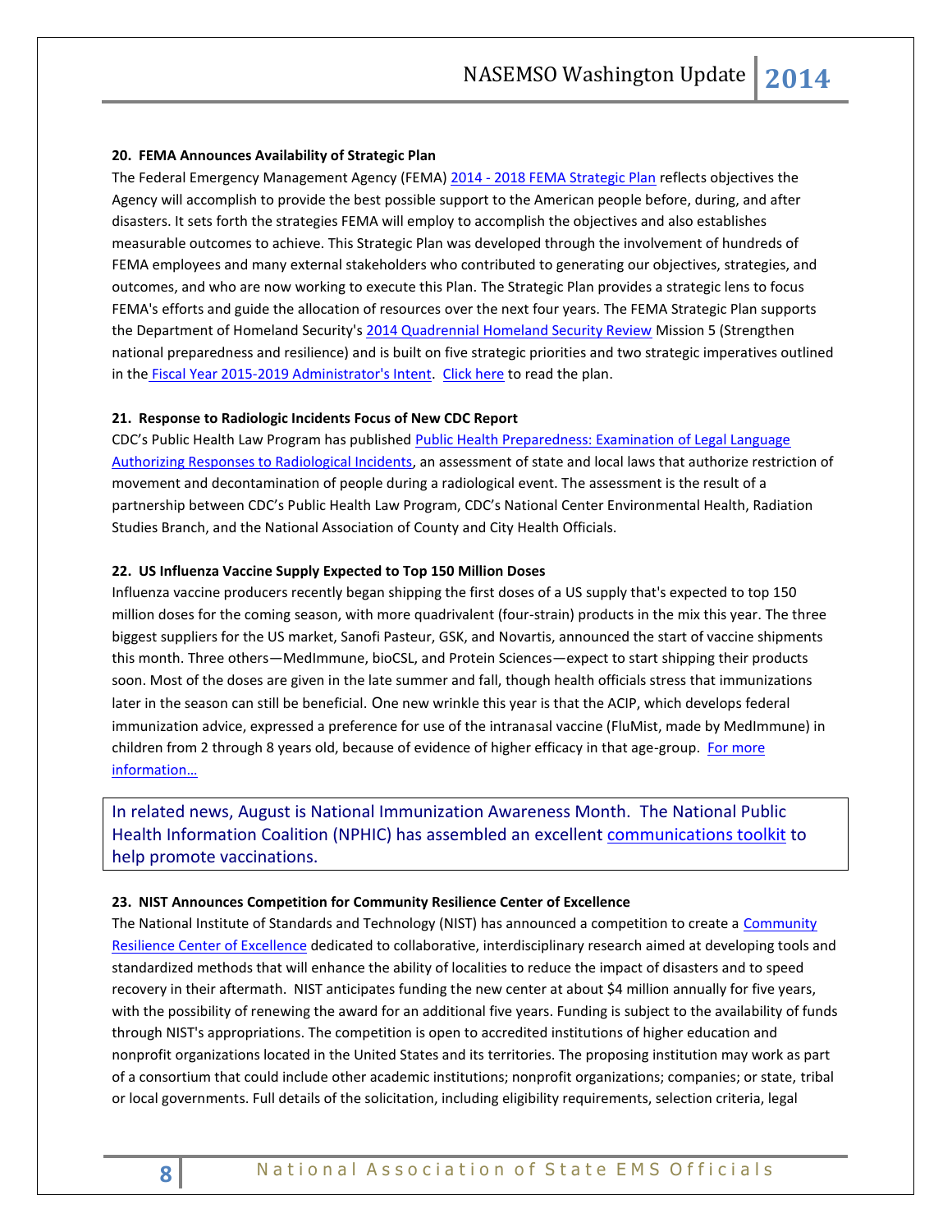**20. FEMA Announces Availability of Strategic Plan**

The Federal Emergency Management Agency (FEMA) [2014 - 2018 FEMA Strategic Plan]() reflects objectives the Agency will accomplish to provide the best possible support to the American people before, during, and after disasters. It sets forth the strategies FEMA will employ to accomplish the objectives and also establishes measurable outcomes to achieve. This Strategic Plan was developed through the involvement of hundreds of FEMA employees and many external stakeholders who contributed to generating our objectives, strategies, and outcomes, and who are now working to execute this Plan. The Strategic Plan provides a strategic lens to focus FEMA's efforts and guide the allocation of resources over the next four years. The FEMA Strategic Plan supports the Department of Homeland Security's 2014 Quadrennial Homeland Security Review Mission 5 (Strengthen national preparedness and resilience) and is built on five strategic priorities and two strategic imperatives outlined in the Fiscal Year 2015-2019 Administrator's Intent. Click here to read the plan.

**21. Response to Radiologic Incidents Focus of New CDC Report**

CDC's Public Health Law Program has published Public Health Preparedness: Examination of Legal Language Authorizing Responses to Radiological Incidents, an assessment of state and local laws that authorize restriction of movement and decontamination of people during a radiological event. The assessment is the result of a partnership between CDC's Public Health Law Program, CDC's National Center Environmental Health, Radiation Studies Branch, and the National Association of County and City Health Officials.

**22. US Influenza Vaccine Supply Expected to Top 150 Million Doses**

Influenza vaccine producers recently began shipping the first doses of a US supply that's expected to top 150 million doses for the coming season, with more quadrivalent (four-strain) products in the mix this year. The three biggest suppliers for the US market, Sanofi Pasteur, GSK, and Novartis, announced the start of vaccine shipments this month. Three others—MedImmune, bioCSL, and Protein Sciences—expect to start shipping their products soon. Most of the doses are given in the late summer and fall, though health officials stress that immunizations later in the season can still be beneficial. One new wrinkle this year is that the ACIP, which develops federal immunization advice, expressed a preference for use of the intranasal vaccine (FluMist, made by MedImmune) in children from 2 through 8 years old, because of evidence of higher efficacy in that age-group. For more information…

> In related news, August is National Immunization Awareness Month. The National Public Health Information Coalition (NPHIC) has assembled an excellent communications toolkit to help promote vaccinations.

**23. NIST Announces Competition for Community Resilience Center of Excellence**

The National Institute of Standards and Technology (NIST) has announced a competition to create a Community Resilience Center of Excellence dedicated to collaborative, interdisciplinary research aimed at developing tools and standardized methods that will enhance the ability of localities to reduce the impact of disasters and to speed recovery in their aftermath. NIST anticipates funding the new center at about $4 million annually for five years, with the possibility of renewing the award for an additional five years. Funding is subject to the availability of funds through NIST's appropriations. The competition is open to accredited institutions of higher education and nonprofit organizations located in the United States and its territories. The proposing institution may work as part of a consortium that could include other academic institutions; nonprofit organizations; companies; or state, tribal or local governments. Full details of the solicitation, including eligibility requirements, selection criteria, legal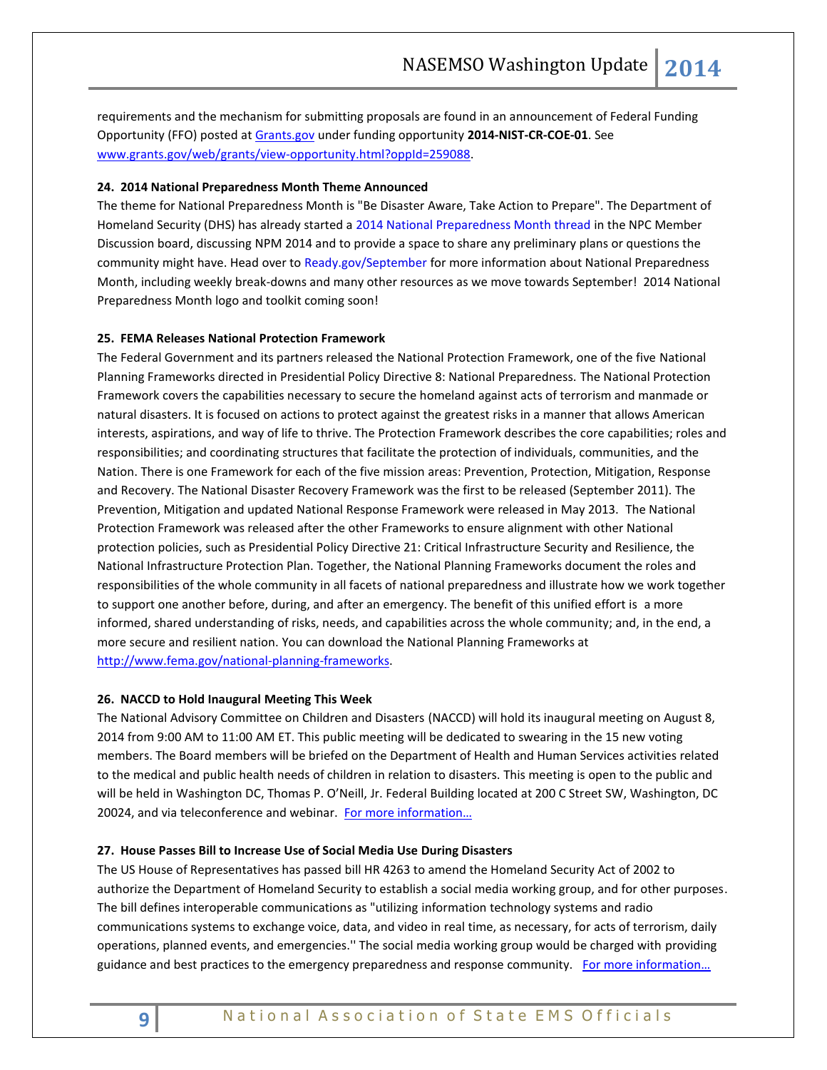requirements and the mechanism for submitting proposals are found in an announcement of Federal Funding Opportunity (FFO) posted at [Grants.gov](Grants.gov) under funding opportunity **2014-NIST-CR-COE-01**. See [www.grants.gov/web/grants/view-opportunity.html?oppId=259088](www.grants.gov/web/grants/view-opportunity.html?oppId=259088).

**24. 2014 National Preparedness Month Theme Announced**

The theme for National Preparedness Month is "Be Disaster Aware, Take Action to Prepare". The Department of Homeland Security (DHS) has already started a 2014 National Preparedness Month thread in the NPC Member Discussion board, discussing NPM 2014 and to provide a space to share any preliminary plans or questions the community might have. Head over to Ready.gov/September for more information about National Preparedness Month, including weekly break-downs and many other resources as we move towards September! 2014 National Preparedness Month logo and toolkit coming soon!

**25. FEMA Releases National Protection Framework**

The Federal Government and its partners released the National Protection Framework, one of the five National Planning Frameworks directed in Presidential Policy Directive 8: National Preparedness. The National Protection Framework covers the capabilities necessary to secure the homeland against acts of terrorism and manmade or natural disasters. It is focused on actions to protect against the greatest risks in a manner that allows American interests, aspirations, and way of life to thrive. The Protection Framework describes the core capabilities; roles and responsibilities; and coordinating structures that facilitate the protection of individuals, communities, and the Nation. There is one Framework for each of the five mission areas: Prevention, Protection, Mitigation, Response and Recovery. The National Disaster Recovery Framework was the first to be released (September 2011). The Prevention, Mitigation and updated National Response Framework were released in May 2013. The National Protection Framework was released after the other Frameworks to ensure alignment with other National protection policies, such as Presidential Policy Directive 21: Critical Infrastructure Security and Resilience, the National Infrastructure Protection Plan. Together, the National Planning Frameworks document the roles and responsibilities of the whole community in all facets of national preparedness and illustrate how we work together to support one another before, during, and after an emergency. The benefit of this unified effort is a more informed, shared understanding of risks, needs, and capabilities across the whole community; and, in the end, a more secure and resilient nation. You can download the National Planning Frameworks at <http://www.fema.gov/national-planning-frameworks>.

**26. NACCD to Hold Inaugural Meeting This Week**

The National Advisory Committee on Children and Disasters (NACCD) will hold its inaugural meeting on August 8, 2014 from 9:00 AM to 11:00 AM ET. This public meeting will be dedicated to swearing in the 15 new voting members. The Board members will be briefed on the Department of Health and Human Services activities related to the medical and public health needs of children in relation to disasters. This meeting is open to the public and will be held in Washington DC, Thomas P. O'Neill, Jr. Federal Building located at 200 C Street SW, Washington, DC 20024, and via teleconference and webinar. For more information…

**27. House Passes Bill to Increase Use of Social Media Use During Disasters**

The US House of Representatives has passed bill HR 4263 to amend the Homeland Security Act of 2002 to authorize the Department of Homeland Security to establish a social media working group, and for other purposes. The bill defines interoperable communications as "utilizing information technology systems and radio communications systems to exchange voice, data, and video in real time, as necessary, for acts of terrorism, daily operations, planned events, and emergencies.'' The social media working group would be charged with providing guidance and best practices to the emergency preparedness and response community. For more information…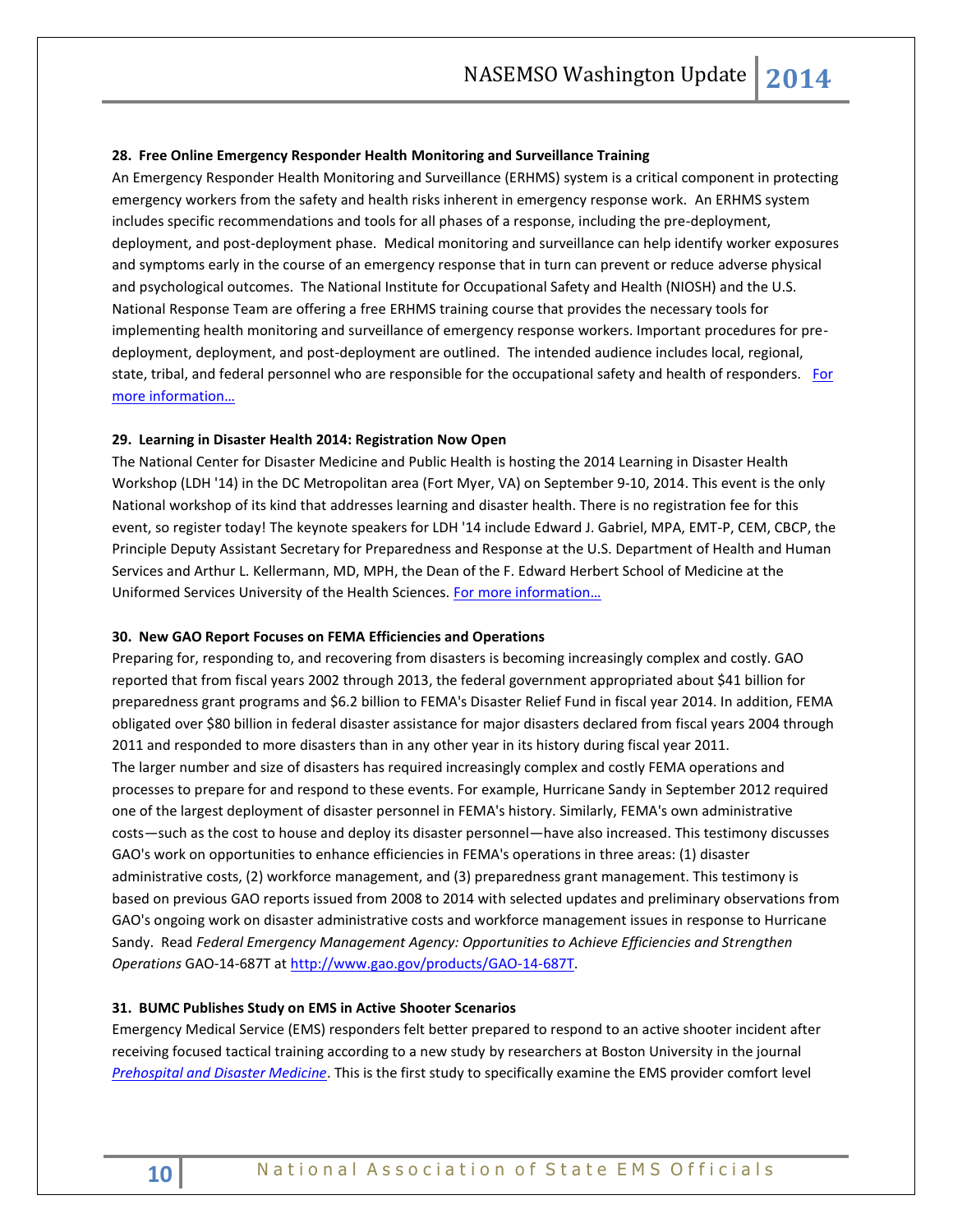**28. Free Online Emergency Responder Health Monitoring and Surveillance Training**

An Emergency Responder Health Monitoring and Surveillance (ERHMS) system is a critical component in protecting emergency workers from the safety and health risks inherent in emergency response work. An ERHMS system includes specific recommendations and tools for all phases of a response, including the pre-deployment, deployment, and post-deployment phase. Medical monitoring and surveillance can help identify worker exposures and symptoms early in the course of an emergency response that in turn can prevent or reduce adverse physical and psychological outcomes. The National Institute for Occupational Safety and Health (NIOSH) and the U.S. National Response Team are offering a free ERHMS training course that provides the necessary tools for implementing health monitoring and surveillance of emergency response workers. Important procedures for pre-deployment, deployment, and post-deployment are outlined. The intended audience includes local, regional, state, tribal, and federal personnel who are responsible for the occupational safety and health of responders. For more information…

**29. Learning in Disaster Health 2014: Registration Now Open**

The National Center for Disaster Medicine and Public Health is hosting the 2014 Learning in Disaster Health Workshop (LDH '14) in the DC Metropolitan area (Fort Myer, VA) on September 9-10, 2014. This event is the only National workshop of its kind that addresses learning and disaster health. There is no registration fee for this event, so register today! The keynote speakers for LDH '14 include Edward J. Gabriel, MPA, EMT-P, CEM, CBCP, the Principle Deputy Assistant Secretary for Preparedness and Response at the U.S. Department of Health and Human Services and Arthur L. Kellermann, MD, MPH, the Dean of the F. Edward Herbert School of Medicine at the Uniformed Services University of the Health Sciences. For more information…

**30. New GAO Report Focuses on FEMA Efficiencies and Operations**

Preparing for, responding to, and recovering from disasters is becoming increasingly complex and costly. GAO reported that from fiscal years 2002 through 2013, the federal government appropriated about $41 billion for preparedness grant programs and $6.2 billion to FEMA's Disaster Relief Fund in fiscal year 2014. In addition, FEMA obligated over $80 billion in federal disaster assistance for major disasters declared from fiscal years 2004 through 2011 and responded to more disasters than in any other year in its history during fiscal year 2011.

The larger number and size of disasters has required increasingly complex and costly FEMA operations and processes to prepare for and respond to these events. For example, Hurricane Sandy in September 2012 required one of the largest deployment of disaster personnel in FEMA's history. Similarly, FEMA's own administrative costs—such as the cost to house and deploy its disaster personnel—have also increased. This testimony discusses GAO's work on opportunities to enhance efficiencies in FEMA's operations in three areas: (1) disaster administrative costs, (2) workforce management, and (3) preparedness grant management. This testimony is based on previous GAO reports issued from 2008 to 2014 with selected updates and preliminary observations from GAO's ongoing work on disaster administrative costs and workforce management issues in response to Hurricane Sandy. Read *Federal Emergency Management Agency: Opportunities to Achieve Efficiencies and Strengthen Operations* GAO-14-687T at http://www.gao.gov/products/GAO-14-687T.

**31. BUMC Publishes Study on EMS in Active Shooter Scenarios**

Emergency Medical Service (EMS) responders felt better prepared to respond to an active shooter incident after receiving focused tactical training according to a new study by researchers at Boston University in the journal *Prehospital and Disaster Medicine*. This is the first study to specifically examine the EMS provider comfort level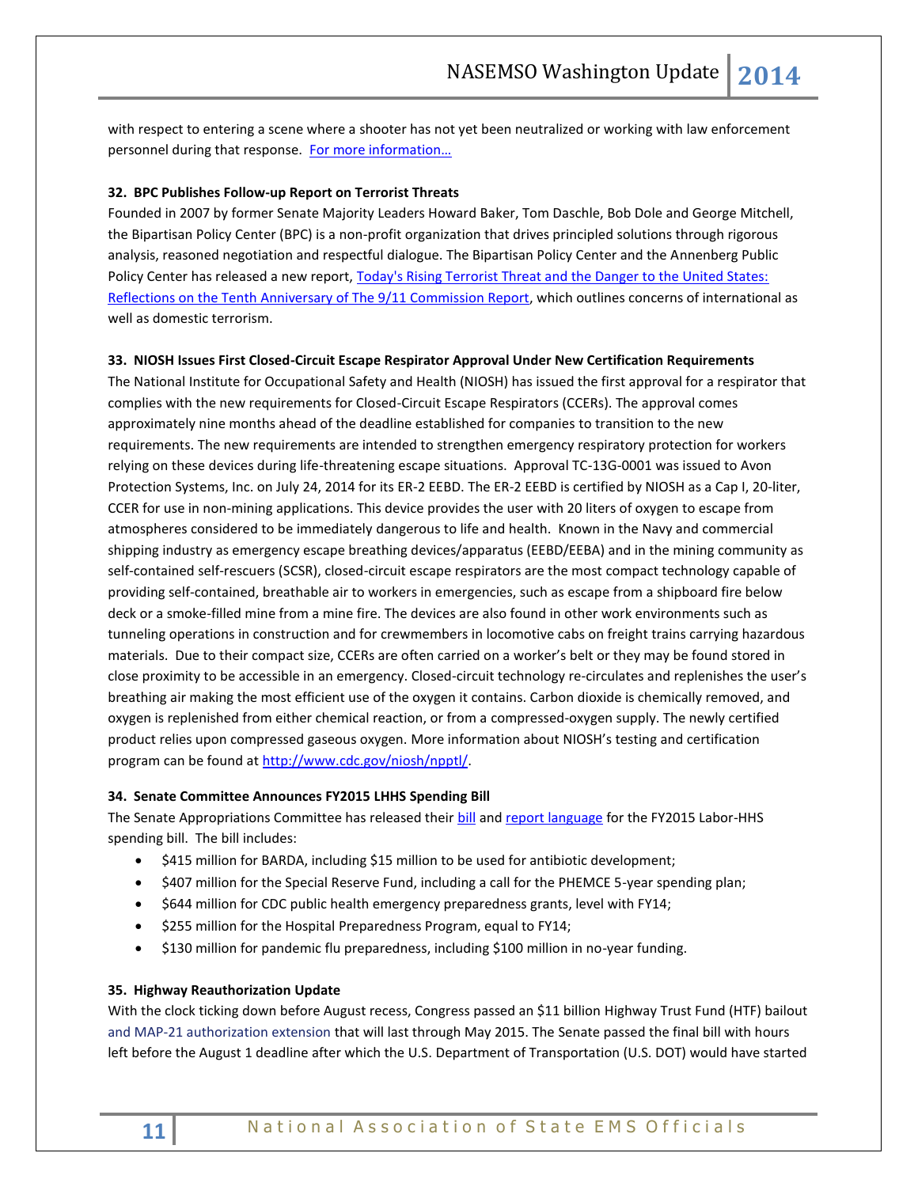with respect to entering a scene where a shooter has not yet been neutralized or working with law enforcement personnel during that response. [For more information…]

**32. BPC Publishes Follow-up Report on Terrorist Threats**

Founded in 2007 by former Senate Majority Leaders Howard Baker, Tom Daschle, Bob Dole and George Mitchell, the Bipartisan Policy Center (BPC) is a non-profit organization that drives principled solutions through rigorous analysis, reasoned negotiation and respectful dialogue. The Bipartisan Policy Center and the Annenberg Public Policy Center has released a new report, Today's Rising Terrorist Threat and the Danger to the United States: Reflections on the Tenth Anniversary of The 9/11 Commission Report, which outlines concerns of international as well as domestic terrorism.

**33. NIOSH Issues First Closed-Circuit Escape Respirator Approval Under New Certification Requirements**

The National Institute for Occupational Safety and Health (NIOSH) has issued the first approval for a respirator that complies with the new requirements for Closed-Circuit Escape Respirators (CCERs). The approval comes approximately nine months ahead of the deadline established for companies to transition to the new requirements. The new requirements are intended to strengthen emergency respiratory protection for workers relying on these devices during life-threatening escape situations. Approval TC-13G-0001 was issued to Avon Protection Systems, Inc. on July 24, 2014 for its ER-2 EEBD. The ER-2 EEBD is certified by NIOSH as a Cap I, 20-liter, CCER for use in non-mining applications. This device provides the user with 20 liters of oxygen to escape from atmospheres considered to be immediately dangerous to life and health. Known in the Navy and commercial shipping industry as emergency escape breathing devices/apparatus (EEBD/EEBA) and in the mining community as self-contained self-rescuers (SCSR), closed-circuit escape respirators are the most compact technology capable of providing self-contained, breathable air to workers in emergencies, such as escape from a shipboard fire below deck or a smoke-filled mine from a mine fire. The devices are also found in other work environments such as tunneling operations in construction and for crewmembers in locomotive cabs on freight trains carrying hazardous materials. Due to their compact size, CCERs are often carried on a worker's belt or they may be found stored in close proximity to be accessible in an emergency. Closed-circuit technology re-circulates and replenishes the user's breathing air making the most efficient use of the oxygen it contains. Carbon dioxide is chemically removed, and oxygen is replenished from either chemical reaction, or from a compressed-oxygen supply. The newly certified product relies upon compressed gaseous oxygen. More information about NIOSH's testing and certification program can be found at http://www.cdc.gov/niosh/npptl/.

**34. Senate Committee Announces FY2015 LHHS Spending Bill**

The Senate Appropriations Committee has released their bill and report language for the FY2015 Labor-HHS spending bill. The bill includes:

- $415 million for BARDA, including $15 million to be used for antibiotic development;
- $407 million for the Special Reserve Fund, including a call for the PHEMCE 5-year spending plan;
- $644 million for CDC public health emergency preparedness grants, level with FY14;
- $255 million for the Hospital Preparedness Program, equal to FY14;
- $130 million for pandemic flu preparedness, including $100 million in no-year funding.

**35. Highway Reauthorization Update**

With the clock ticking down before August recess, Congress passed an $11 billion Highway Trust Fund (HTF) bailout and MAP-21 authorization extension that will last through May 2015. The Senate passed the final bill with hours left before the August 1 deadline after which the U.S. Department of Transportation (U.S. DOT) would have started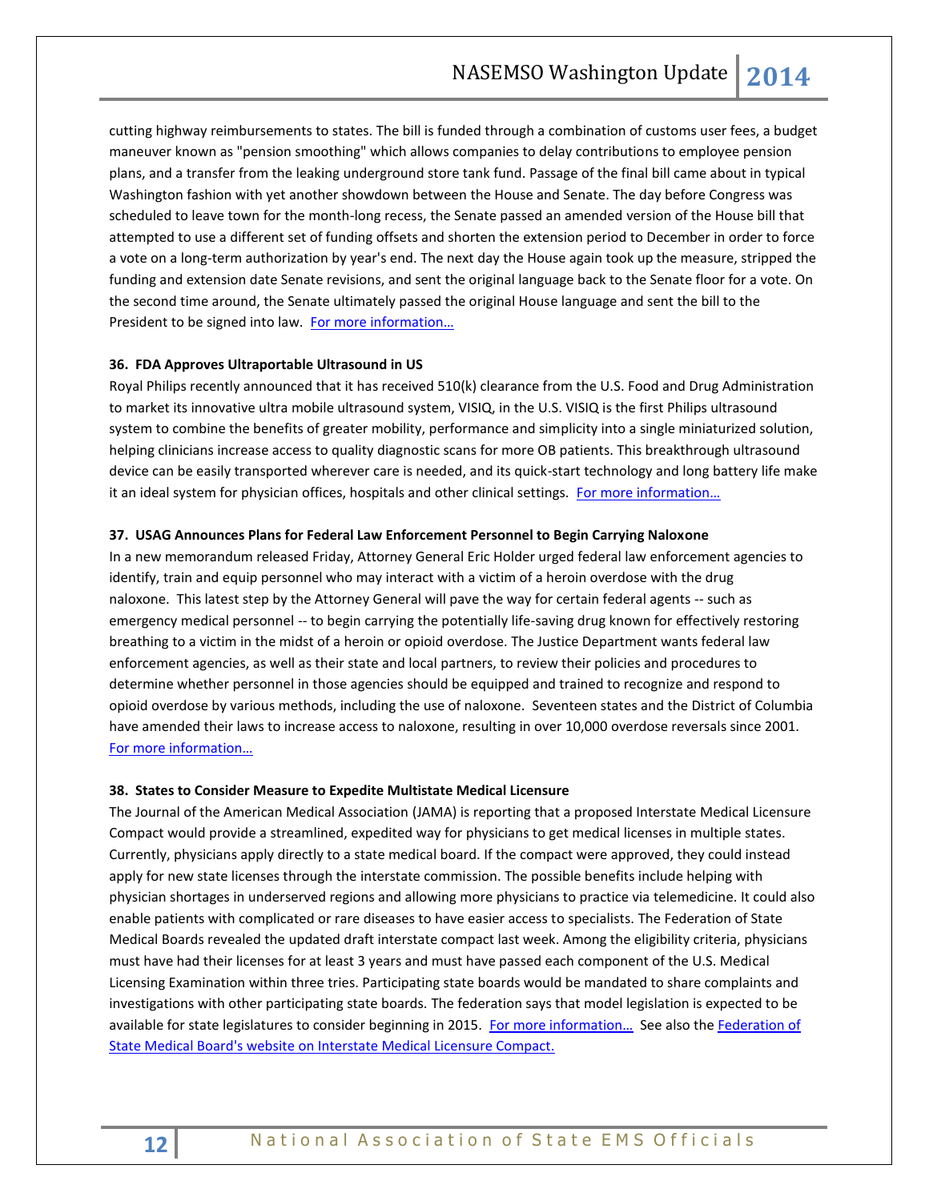cutting highway reimbursements to states. The bill is funded through a combination of customs user fees, a budget maneuver known as "pension smoothing" which allows companies to delay contributions to employee pension plans, and a transfer from the leaking underground store tank fund. Passage of the final bill came about in typical Washington fashion with yet another showdown between the House and Senate. The day before Congress was scheduled to leave town for the month-long recess, the Senate passed an amended version of the House bill that attempted to use a different set of funding offsets and shorten the extension period to December in order to force a vote on a long-term authorization by year's end. The next day the House again took up the measure, stripped the funding and extension date Senate revisions, and sent the original language back to the Senate floor for a vote. On the second time around, the Senate ultimately passed the original House language and sent the bill to the President to be signed into law. For more information…

**36. FDA Approves Ultraportable Ultrasound in US**

Royal Philips recently announced that it has received 510(k) clearance from the U.S. Food and Drug Administration to market its innovative ultra mobile ultrasound system, VISIQ, in the U.S. VISIQ is the first Philips ultrasound system to combine the benefits of greater mobility, performance and simplicity into a single miniaturized solution, helping clinicians increase access to quality diagnostic scans for more OB patients. This breakthrough ultrasound device can be easily transported wherever care is needed, and its quick-start technology and long battery life make it an ideal system for physician offices, hospitals and other clinical settings. For more information…

**37. USAG Announces Plans for Federal Law Enforcement Personnel to Begin Carrying Naloxone**

In a new memorandum released Friday, Attorney General Eric Holder urged federal law enforcement agencies to identify, train and equip personnel who may interact with a victim of a heroin overdose with the drug naloxone. This latest step by the Attorney General will pave the way for certain federal agents -- such as emergency medical personnel -- to begin carrying the potentially life-saving drug known for effectively restoring breathing to a victim in the midst of a heroin or opioid overdose. The Justice Department wants federal law enforcement agencies, as well as their state and local partners, to review their policies and procedures to determine whether personnel in those agencies should be equipped and trained to recognize and respond to opioid overdose by various methods, including the use of naloxone. Seventeen states and the District of Columbia have amended their laws to increase access to naloxone, resulting in over 10,000 overdose reversals since 2001. For more information…

**38. States to Consider Measure to Expedite Multistate Medical Licensure**

The Journal of the American Medical Association (JAMA) is reporting that a proposed Interstate Medical Licensure Compact would provide a streamlined, expedited way for physicians to get medical licenses in multiple states. Currently, physicians apply directly to a state medical board. If the compact were approved, they could instead apply for new state licenses through the interstate commission. The possible benefits include helping with physician shortages in underserved regions and allowing more physicians to practice via telemedicine. It could also enable patients with complicated or rare diseases to have easier access to specialists. The Federation of State Medical Boards revealed the updated draft interstate compact last week. Among the eligibility criteria, physicians must have had their licenses for at least 3 years and must have passed each component of the U.S. Medical Licensing Examination within three tries. Participating state boards would be mandated to share complaints and investigations with other participating state boards. The federation says that model legislation is expected to be available for state legislatures to consider beginning in 2015. For more information… See also the Federation of State Medical Board's website on Interstate Medical Licensure Compact.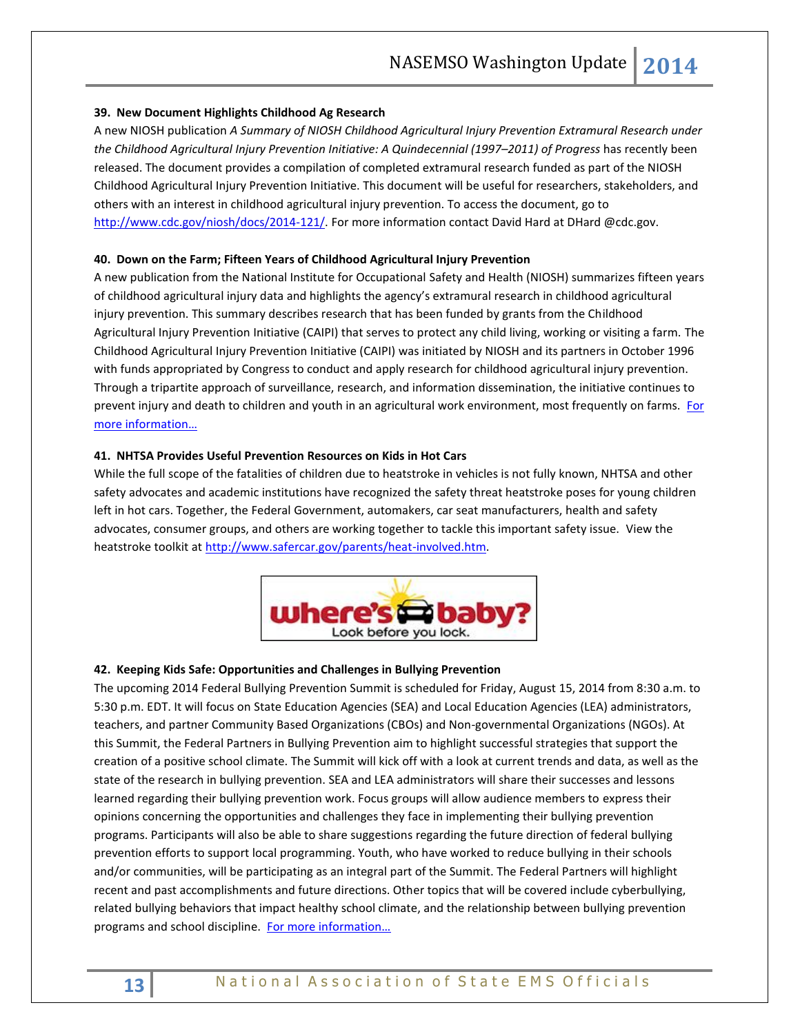**39. New Document Highlights Childhood Ag Research**

A new NIOSH publication *A Summary of NIOSH Childhood Agricultural Injury Prevention Extramural Research under the Childhood Agricultural Injury Prevention Initiative: A Quindecennial (1997–2011) of Progress* has recently been released. The document provides a compilation of completed extramural research funded as part of the NIOSH Childhood Agricultural Injury Prevention Initiative. This document will be useful for researchers, stakeholders, and others with an interest in childhood agricultural injury prevention. To access the document, go to http://www.cdc.gov/niosh/docs/2014-121/. For more information contact David Hard at DHard @cdc.gov.

**40. Down on the Farm; Fifteen Years of Childhood Agricultural Injury Prevention**

A new publication from the National Institute for Occupational Safety and Health (NIOSH) summarizes fifteen years of childhood agricultural injury data and highlights the agency's extramural research in childhood agricultural injury prevention. This summary describes research that has been funded by grants from the Childhood Agricultural Injury Prevention Initiative (CAIPI) that serves to protect any child living, working or visiting a farm. The Childhood Agricultural Injury Prevention Initiative (CAIPI) was initiated by NIOSH and its partners in October 1996 with funds appropriated by Congress to conduct and apply research for childhood agricultural injury prevention. Through a tripartite approach of surveillance, research, and information dissemination, the initiative continues to prevent injury and death to children and youth in an agricultural work environment, most frequently on farms. For more information…

**41. NHTSA Provides Useful Prevention Resources on Kids in Hot Cars**

While the full scope of the fatalities of children due to heatstroke in vehicles is not fully known, NHTSA and other safety advocates and academic institutions have recognized the safety threat heatstroke poses for young children left in hot cars. Together, the Federal Government, automakers, car seat manufacturers, health and safety advocates, consumer groups, and others are working together to tackle this important safety issue. View the heatstroke toolkit at http://www.safercar.gov/parents/heat-involved.htm.

where's baby? Look before you lock.

**42. Keeping Kids Safe: Opportunities and Challenges in Bullying Prevention**

The upcoming 2014 Federal Bullying Prevention Summit is scheduled for Friday, August 15, 2014 from 8:30 a.m. to 5:30 p.m. EDT. It will focus on State Education Agencies (SEA) and Local Education Agencies (LEA) administrators, teachers, and partner Community Based Organizations (CBOs) and Non-governmental Organizations (NGOs). At this Summit, the Federal Partners in Bullying Prevention aim to highlight successful strategies that support the creation of a positive school climate. The Summit will kick off with a look at current trends and data, as well as the state of the research in bullying prevention. SEA and LEA administrators will share their successes and lessons learned regarding their bullying prevention work. Focus groups will allow audience members to express their opinions concerning the opportunities and challenges they face in implementing their bullying prevention programs. Participants will also be able to share suggestions regarding the future direction of federal bullying prevention efforts to support local programming. Youth, who have worked to reduce bullying in their schools and/or communities, will be participating as an integral part of the Summit. The Federal Partners will highlight recent and past accomplishments and future directions. Other topics that will be covered include cyberbullying, related bullying behaviors that impact healthy school climate, and the relationship between bullying prevention programs and school discipline. For more information…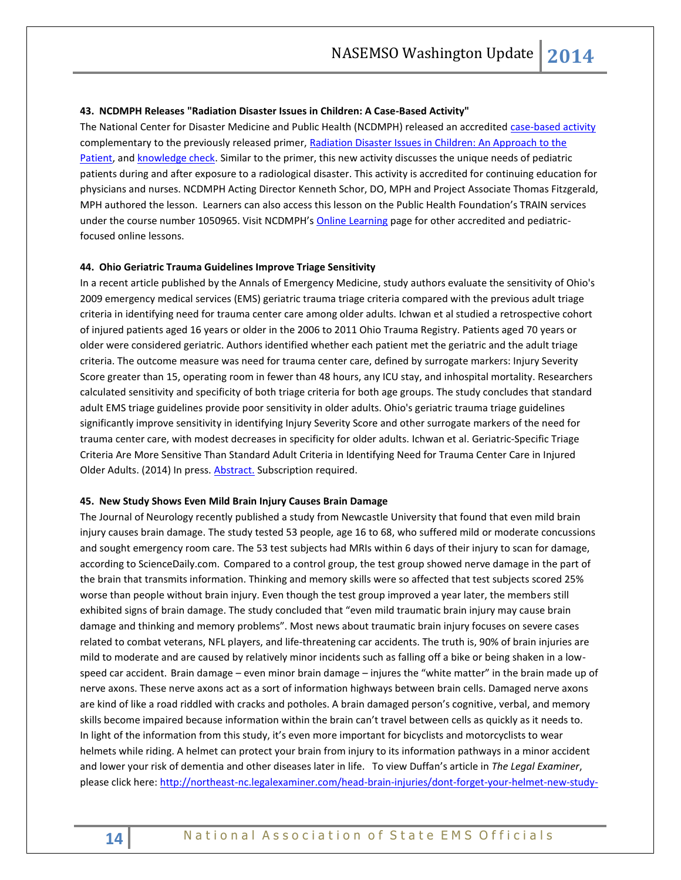**43. NCDMPH Releases "Radiation Disaster Issues in Children: A Case-Based Activity"**

The National Center for Disaster Medicine and Public Health (NCDMPH) released an accredited case-based activity complementary to the previously released primer, Radiation Disaster Issues in Children: An Approach to the Patient, and knowledge check. Similar to the primer, this new activity discusses the unique needs of pediatric patients during and after exposure to a radiological disaster. This activity is accredited for continuing education for physicians and nurses. NCDMPH Acting Director Kenneth Schor, DO, MPH and Project Associate Thomas Fitzgerald, MPH authored the lesson. Learners can also access this lesson on the Public Health Foundation's TRAIN services under the course number 1050965. Visit NCDMPH's Online Learning page for other accredited and pediatric-focused online lessons.

**44. Ohio Geriatric Trauma Guidelines Improve Triage Sensitivity**

In a recent article published by the Annals of Emergency Medicine, study authors evaluate the sensitivity of Ohio's 2009 emergency medical services (EMS) geriatric trauma triage criteria compared with the previous adult triage criteria in identifying need for trauma center care among older adults. Ichwan et al studied a retrospective cohort of injured patients aged 16 years or older in the 2006 to 2011 Ohio Trauma Registry. Patients aged 70 years or older were considered geriatric. Authors identified whether each patient met the geriatric and the adult triage criteria. The outcome measure was need for trauma center care, defined by surrogate markers: Injury Severity Score greater than 15, operating room in fewer than 48 hours, any ICU stay, and inhospital mortality. Researchers calculated sensitivity and specificity of both triage criteria for both age groups. The study concludes that standard adult EMS triage guidelines provide poor sensitivity in older adults. Ohio's geriatric trauma triage guidelines significantly improve sensitivity in identifying Injury Severity Score and other surrogate markers of the need for trauma center care, with modest decreases in specificity for older adults. Ichwan et al. Geriatric-Specific Triage Criteria Are More Sensitive Than Standard Adult Criteria in Identifying Need for Trauma Center Care in Injured Older Adults. (2014) In press. Abstract. Subscription required.

**45. New Study Shows Even Mild Brain Injury Causes Brain Damage**

The Journal of Neurology recently published a study from Newcastle University that found that even mild brain injury causes brain damage. The study tested 53 people, age 16 to 68, who suffered mild or moderate concussions and sought emergency room care. The 53 test subjects had MRIs within 6 days of their injury to scan for damage, according to ScienceDaily.com. Compared to a control group, the test group showed nerve damage in the part of the brain that transmits information. Thinking and memory skills were so affected that test subjects scored 25% worse than people without brain injury. Even though the test group improved a year later, the members still exhibited signs of brain damage. The study concluded that "even mild traumatic brain injury may cause brain damage and thinking and memory problems". Most news about traumatic brain injury focuses on severe cases related to combat veterans, NFL players, and life-threatening car accidents. The truth is, 90% of brain injuries are mild to moderate and are caused by relatively minor incidents such as falling off a bike or being shaken in a low-speed car accident. Brain damage – even minor brain damage – injures the "white matter" in the brain made up of nerve axons. These nerve axons act as a sort of information highways between brain cells. Damaged nerve axons are kind of like a road riddled with cracks and potholes. A brain damaged person's cognitive, verbal, and memory skills become impaired because information within the brain can't travel between cells as quickly as it needs to. In light of the information from this study, it's even more important for bicyclists and motorcyclists to wear helmets while riding. A helmet can protect your brain from injury to its information pathways in a minor accident and lower your risk of dementia and other diseases later in life. To view Duffan's article in *The Legal Examiner*, please click here: http://northeast-nc.legalexaminer.com/head-brain-injuries/dont-forget-your-helmet-new-study-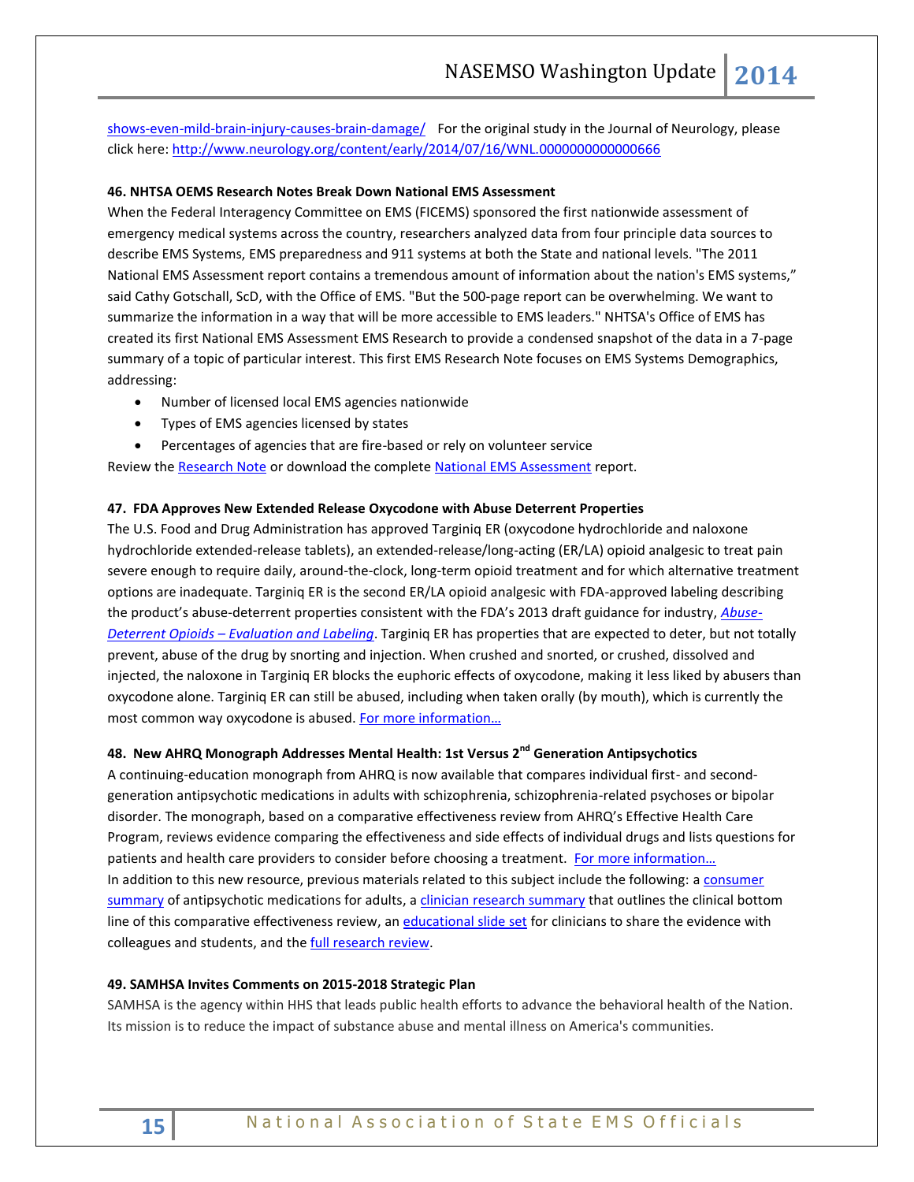shows-even-mild-brain-injury-causes-brain-damage/ For the original study in the Journal of Neurology, please click here: http://www.neurology.org/content/early/2014/07/16/WNL.0000000000000666

**46. NHTSA OEMS Research Notes Break Down National EMS Assessment**

When the Federal Interagency Committee on EMS (FICEMS) sponsored the first nationwide assessment of emergency medical systems across the country, researchers analyzed data from four principle data sources to describe EMS Systems, EMS preparedness and 911 systems at both the State and national levels. "The 2011 National EMS Assessment report contains a tremendous amount of information about the nation's EMS systems," said Cathy Gotschall, ScD, with the Office of EMS. "But the 500-page report can be overwhelming. We want to summarize the information in a way that will be more accessible to EMS leaders." NHTSA's Office of EMS has created its first National EMS Assessment EMS Research to provide a condensed snapshot of the data in a 7-page summary of a topic of particular interest. This first EMS Research Note focuses on EMS Systems Demographics, addressing:

- Number of licensed local EMS agencies nationwide
- Types of EMS agencies licensed by states
- Percentages of agencies that are fire-based or rely on volunteer service

Review the Research Note or download the complete National EMS Assessment report.

**47. FDA Approves New Extended Release Oxycodone with Abuse Deterrent Properties**

The U.S. Food and Drug Administration has approved Targiniq ER (oxycodone hydrochloride and naloxone hydrochloride extended-release tablets), an extended-release/long-acting (ER/LA) opioid analgesic to treat pain severe enough to require daily, around-the-clock, long-term opioid treatment and for which alternative treatment options are inadequate. Targiniq ER is the second ER/LA opioid analgesic with FDA-approved labeling describing the product's abuse-deterrent properties consistent with the FDA's 2013 draft guidance for industry, *Abuse-Deterrent Opioids – Evaluation and Labeling*. Targiniq ER has properties that are expected to deter, but not totally prevent, abuse of the drug by snorting and injection. When crushed and snorted, or crushed, dissolved and injected, the naloxone in Targiniq ER blocks the euphoric effects of oxycodone, making it less liked by abusers than oxycodone alone. Targiniq ER can still be abused, including when taken orally (by mouth), which is currently the most common way oxycodone is abused. For more information…

**48. New AHRQ Monograph Addresses Mental Health: 1st Versus 2nd Generation Antipsychotics**

A continuing-education monograph from AHRQ is now available that compares individual first- and second-generation antipsychotic medications in adults with schizophrenia, schizophrenia-related psychoses or bipolar disorder. The monograph, based on a comparative effectiveness review from AHRQ's Effective Health Care Program, reviews evidence comparing the effectiveness and side effects of individual drugs and lists questions for patients and health care providers to consider before choosing a treatment. For more information…

In addition to this new resource, previous materials related to this subject include the following: a consumer summary of antipsychotic medications for adults, a clinician research summary that outlines the clinical bottom line of this comparative effectiveness review, an educational slide set for clinicians to share the evidence with colleagues and students, and the full research review.

**49. SAMHSA Invites Comments on 2015-2018 Strategic Plan**

SAMHSA is the agency within HHS that leads public health efforts to advance the behavioral health of the Nation. Its mission is to reduce the impact of substance abuse and mental illness on America's communities.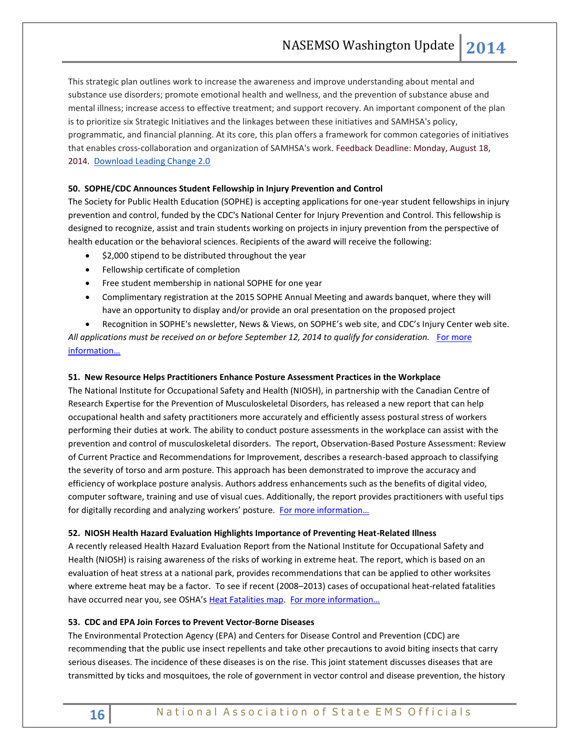This strategic plan outlines work to increase the awareness and improve understanding about mental and substance use disorders; promote emotional health and wellness, and the prevention of substance abuse and mental illness; increase access to effective treatment; and support recovery. An important component of the plan is to prioritize six Strategic Initiatives and the linkages between these initiatives and SAMHSA's policy, programmatic, and financial planning. At its core, this plan offers a framework for common categories of initiatives that enables cross-collaboration and organization of SAMHSA's work. Feedback Deadline: Monday, August 18, 2014. [Download Leading Change 2.0]

**50. SOPHE/CDC Announces Student Fellowship in Injury Prevention and Control**

The Society for Public Health Education (SOPHE) is accepting applications for one-year student fellowships in injury prevention and control, funded by the CDC's National Center for Injury Prevention and Control. This fellowship is designed to recognize, assist and train students working on projects in injury prevention from the perspective of health education or the behavioral sciences. Recipients of the award will receive the following:

- $2,000 stipend to be distributed throughout the year
- Fellowship certificate of completion
- Free student membership in national SOPHE for one year
- Complimentary registration at the 2015 SOPHE Annual Meeting and awards banquet, where they will have an opportunity to display and/or provide an oral presentation on the proposed project
- Recognition in SOPHE's newsletter, News & Views, on SOPHE's web site, and CDC's Injury Center web site.

*All applications must be received on or before September 12, 2014 to qualify for consideration.* [For more information…]

**51. New Resource Helps Practitioners Enhance Posture Assessment Practices in the Workplace**

The National Institute for Occupational Safety and Health (NIOSH), in partnership with the Canadian Centre of Research Expertise for the Prevention of Musculoskeletal Disorders, has released a new report that can help occupational health and safety practitioners more accurately and efficiently assess postural stress of workers performing their duties at work. The ability to conduct posture assessments in the workplace can assist with the prevention and control of musculoskeletal disorders. The report, Observation-Based Posture Assessment: Review of Current Practice and Recommendations for Improvement, describes a research-based approach to classifying the severity of torso and arm posture. This approach has been demonstrated to improve the accuracy and efficiency of workplace posture analysis. Authors address enhancements such as the benefits of digital video, computer software, training and use of visual cues. Additionally, the report provides practitioners with useful tips for digitally recording and analyzing workers' posture. [For more information…]

**52. NIOSH Health Hazard Evaluation Highlights Importance of Preventing Heat-Related Illness**

A recently released Health Hazard Evaluation Report from the National Institute for Occupational Safety and Health (NIOSH) is raising awareness of the risks of working in extreme heat. The report, which is based on an evaluation of heat stress at a national park, provides recommendations that can be applied to other worksites where extreme heat may be a factor. To see if recent (2008–2013) cases of occupational heat-related fatalities have occurred near you, see OSHA's [Heat Fatalities map]. [For more information…]

**53. CDC and EPA Join Forces to Prevent Vector-Borne Diseases**

The Environmental Protection Agency (EPA) and Centers for Disease Control and Prevention (CDC) are recommending that the public use insect repellents and take other precautions to avoid biting insects that carry serious diseases. The incidence of these diseases is on the rise. This joint statement discusses diseases that are transmitted by ticks and mosquitoes, the role of government in vector control and disease prevention, the history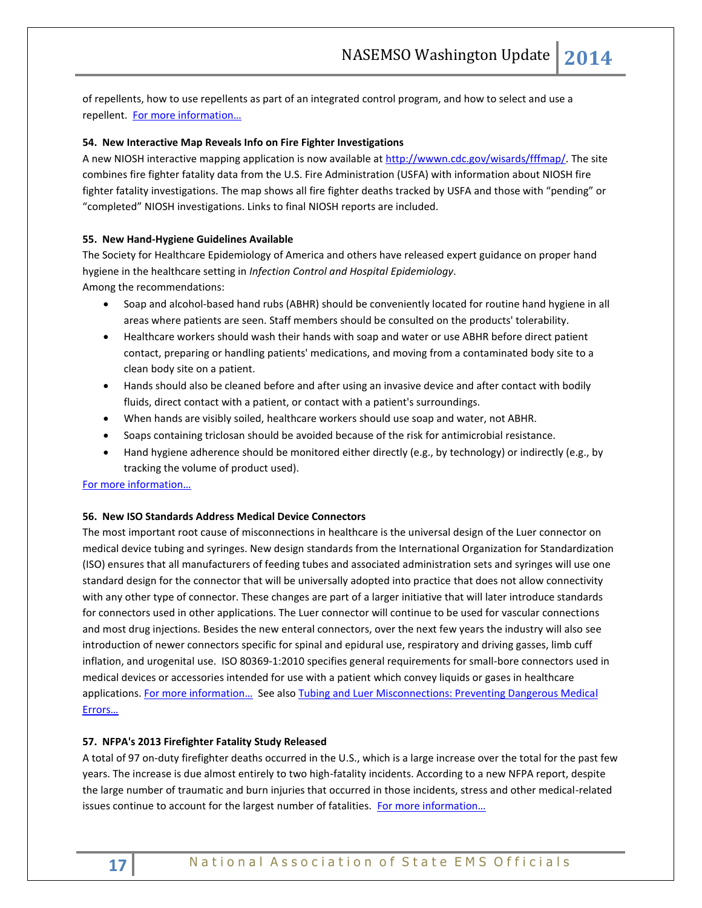of repellents, how to use repellents as part of an integrated control program, and how to select and use a repellent. [For more information…]

**54. New Interactive Map Reveals Info on Fire Fighter Investigations**

A new NIOSH interactive mapping application is now available at http://wwwn.cdc.gov/wisards/fffmap/. The site combines fire fighter fatality data from the U.S. Fire Administration (USFA) with information about NIOSH fire fighter fatality investigations. The map shows all fire fighter deaths tracked by USFA and those with "pending" or "completed" NIOSH investigations. Links to final NIOSH reports are included.

**55. New Hand-Hygiene Guidelines Available**

The Society for Healthcare Epidemiology of America and others have released expert guidance on proper hand hygiene in the healthcare setting in *Infection Control and Hospital Epidemiology*.

Among the recommendations:

- Soap and alcohol-based hand rubs (ABHR) should be conveniently located for routine hand hygiene in all areas where patients are seen. Staff members should be consulted on the products' tolerability.
- Healthcare workers should wash their hands with soap and water or use ABHR before direct patient contact, preparing or handling patients' medications, and moving from a contaminated body site to a clean body site on a patient.
- Hands should also be cleaned before and after using an invasive device and after contact with bodily fluids, direct contact with a patient, or contact with a patient's surroundings.
- When hands are visibly soiled, healthcare workers should use soap and water, not ABHR.
- Soaps containing triclosan should be avoided because of the risk for antimicrobial resistance.
- Hand hygiene adherence should be monitored either directly (e.g., by technology) or indirectly (e.g., by tracking the volume of product used).

[For more information…]

**56. New ISO Standards Address Medical Device Connectors**

The most important root cause of misconnections in healthcare is the universal design of the Luer connector on medical device tubing and syringes. New design standards from the International Organization for Standardization (ISO) ensures that all manufacturers of feeding tubes and associated administration sets and syringes will use one standard design for the connector that will be universally adopted into practice that does not allow connectivity with any other type of connector. These changes are part of a larger initiative that will later introduce standards for connectors used in other applications. The Luer connector will continue to be used for vascular connections and most drug injections. Besides the new enteral connectors, over the next few years the industry will also see introduction of newer connectors specific for spinal and epidural use, respiratory and driving gasses, limb cuff inflation, and urogenital use. ISO 80369-1:2010 specifies general requirements for small-bore connectors used in medical devices or accessories intended for use with a patient which convey liquids or gases in healthcare applications. [For more information…] See also [Tubing and Luer Misconnections: Preventing Dangerous Medical Errors…]

**57. NFPA's 2013 Firefighter Fatality Study Released**

A total of 97 on-duty firefighter deaths occurred in the U.S., which is a large increase over the total for the past few years. The increase is due almost entirely to two high-fatality incidents. According to a new NFPA report, despite the large number of traumatic and burn injuries that occurred in those incidents, stress and other medical-related issues continue to account for the largest number of fatalities. [For more information…]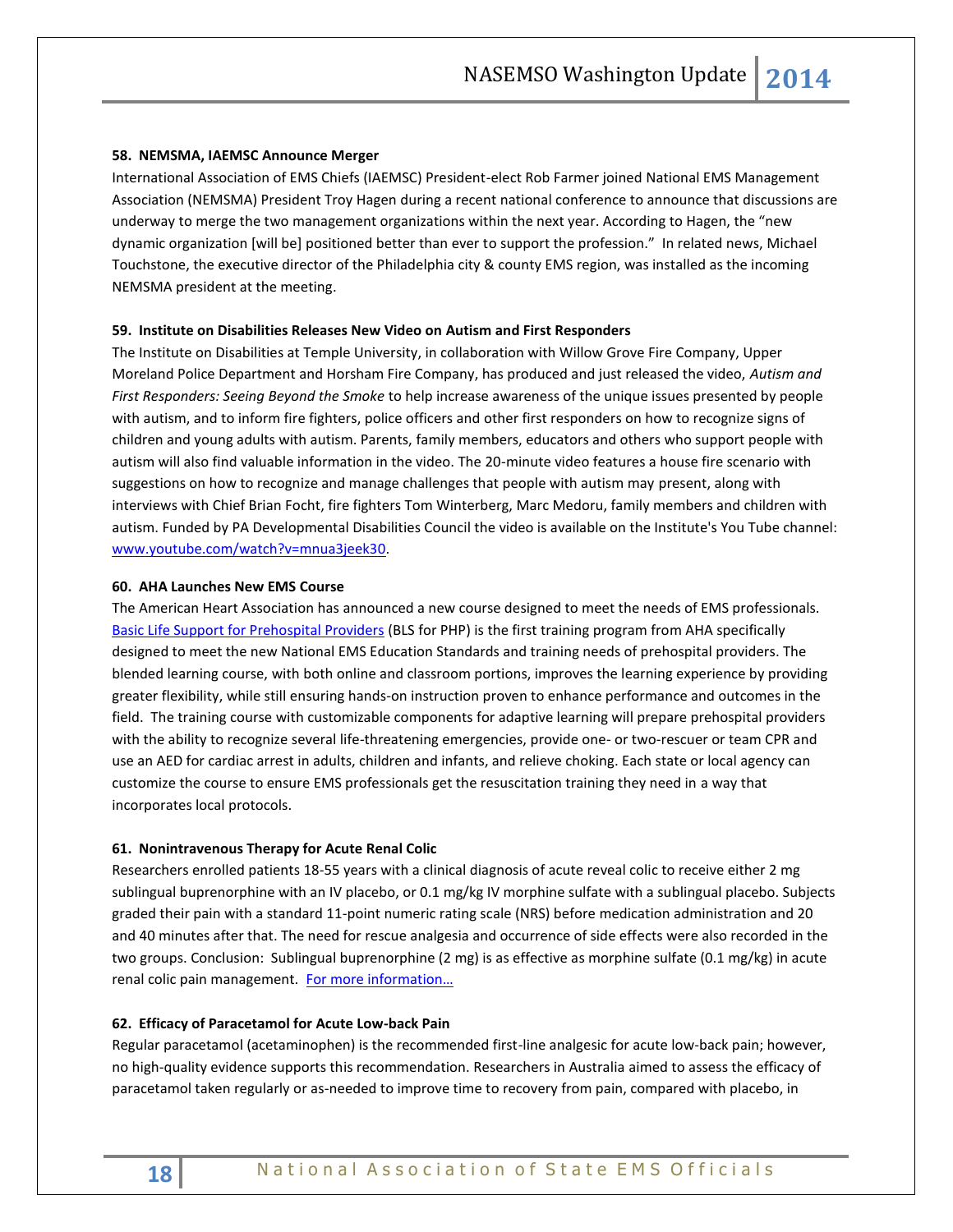**58. NEMSMA, IAEMSC Announce Merger**

International Association of EMS Chiefs (IAEMSC) President-elect Rob Farmer joined National EMS Management Association (NEMSMA) President Troy Hagen during a recent national conference to announce that discussions are underway to merge the two management organizations within the next year. According to Hagen, the "new dynamic organization [will be] positioned better than ever to support the profession." In related news, Michael Touchstone, the executive director of the Philadelphia city & county EMS region, was installed as the incoming NEMSMA president at the meeting.

**59. Institute on Disabilities Releases New Video on Autism and First Responders**

The Institute on Disabilities at Temple University, in collaboration with Willow Grove Fire Company, Upper Moreland Police Department and Horsham Fire Company, has produced and just released the video, *Autism and First Responders: Seeing Beyond the Smoke* to help increase awareness of the unique issues presented by people with autism, and to inform fire fighters, police officers and other first responders on how to recognize signs of children and young adults with autism. Parents, family members, educators and others who support people with autism will also find valuable information in the video. The 20-minute video features a house fire scenario with suggestions on how to recognize and manage challenges that people with autism may present, along with interviews with Chief Brian Focht, fire fighters Tom Winterberg, Marc Medoru, family members and children with autism. Funded by PA Developmental Disabilities Council the video is available on the Institute's You Tube channel: [www.youtube.com/watch?v=mnua3jeek30](www.youtube.com/watch?v=mnua3jeek30).

**60. AHA Launches New EMS Course**

The American Heart Association has announced a new course designed to meet the needs of EMS professionals. Basic Life Support for Prehospital Providers (BLS for PHP) is the first training program from AHA specifically designed to meet the new National EMS Education Standards and training needs of prehospital providers. The blended learning course, with both online and classroom portions, improves the learning experience by providing greater flexibility, while still ensuring hands-on instruction proven to enhance performance and outcomes in the field. The training course with customizable components for adaptive learning will prepare prehospital providers with the ability to recognize several life-threatening emergencies, provide one- or two-rescuer or team CPR and use an AED for cardiac arrest in adults, children and infants, and relieve choking. Each state or local agency can customize the course to ensure EMS professionals get the resuscitation training they need in a way that incorporates local protocols.

**61. Nonintravenous Therapy for Acute Renal Colic**

Researchers enrolled patients 18-55 years with a clinical diagnosis of acute reveal colic to receive either 2 mg sublingual buprenorphine with an IV placebo, or 0.1 mg/kg IV morphine sulfate with a sublingual placebo. Subjects graded their pain with a standard 11-point numeric rating scale (NRS) before medication administration and 20 and 40 minutes after that. The need for rescue analgesia and occurrence of side effects were also recorded in the two groups. Conclusion: Sublingual buprenorphine (2 mg) is as effective as morphine sulfate (0.1 mg/kg) in acute renal colic pain management. For more information…

**62. Efficacy of Paracetamol for Acute Low-back Pain**

Regular paracetamol (acetaminophen) is the recommended first-line analgesic for acute low-back pain; however, no high-quality evidence supports this recommendation. Researchers in Australia aimed to assess the efficacy of paracetamol taken regularly or as-needed to improve time to recovery from pain, compared with placebo, in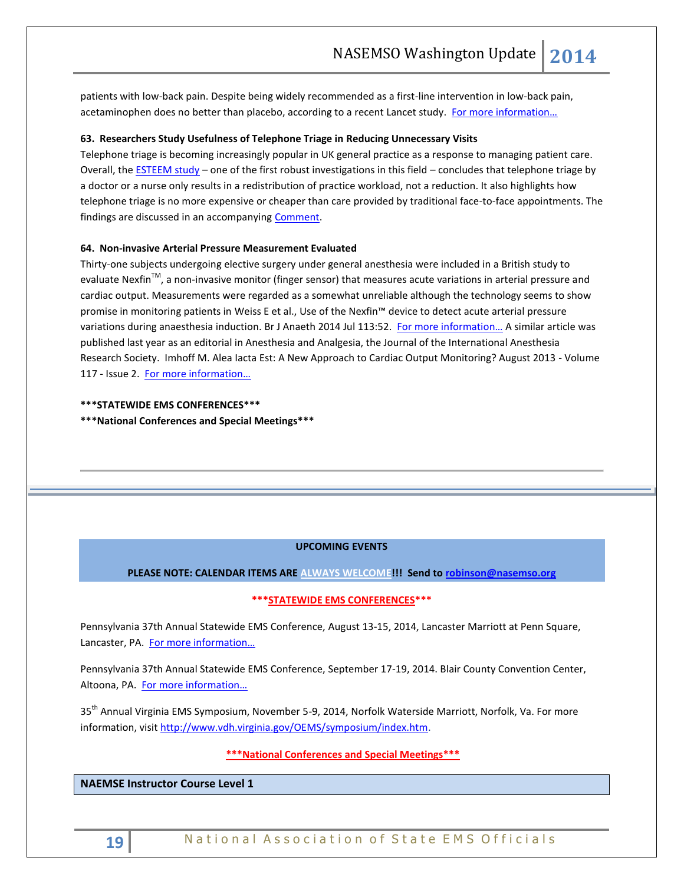patients with low-back pain. Despite being widely recommended as a first-line intervention in low-back pain, acetaminophen does no better than placebo, according to a recent Lancet study. For more information…

**63. Researchers Study Usefulness of Telephone Triage in Reducing Unnecessary Visits**

Telephone triage is becoming increasingly popular in UK general practice as a response to managing patient care. Overall, the ESTEEM study – one of the first robust investigations in this field – concludes that telephone triage by a doctor or a nurse only results in a redistribution of practice workload, not a reduction. It also highlights how telephone triage is no more expensive or cheaper than care provided by traditional face-to-face appointments. The findings are discussed in an accompanying Comment.

**64. Non-invasive Arterial Pressure Measurement Evaluated**

Thirty-one subjects undergoing elective surgery under general anesthesia were included in a British study to evaluate Nexfin™, a non-invasive monitor (finger sensor) that measures acute variations in arterial pressure and cardiac output. Measurements were regarded as a somewhat unreliable although the technology seems to show promise in monitoring patients in Weiss E et al., Use of the Nexfin™ device to detect acute arterial pressure variations during anaesthesia induction. Br J Anaeth 2014 Jul 113:52. For more information… A similar article was published last year as an editorial in Anesthesia and Analgesia, the Journal of the International Anesthesia Research Society. Imhoff M. Alea Iacta Est: A New Approach to Cardiac Output Monitoring? August 2013 - Volume 117 - Issue 2. For more information…

**\*\*\*STATEWIDE EMS CONFERENCES\*\*\***

**\*\*\*National Conferences and Special Meetings\*\*\***

---

**UPCOMING EVENTS**

**PLEASE NOTE: CALENDAR ITEMS ARE ALWAYS WELCOME!!! Send to robinson@nasemso.org**

**\*\*\*STATEWIDE EMS CONFERENCES\*\*\***

Pennsylvania 37th Annual Statewide EMS Conference, August 13-15, 2014, Lancaster Marriott at Penn Square, Lancaster, PA. For more information…

Pennsylvania 37th Annual Statewide EMS Conference, September 17-19, 2014. Blair County Convention Center, Altoona, PA. For more information…

35th Annual Virginia EMS Symposium, November 5-9, 2014, Norfolk Waterside Marriott, Norfolk, Va. For more information, visit http://www.vdh.virginia.gov/OEMS/symposium/index.htm.

**\*\*\*National Conferences and Special Meetings\*\*\***

**NAEMSE Instructor Course Level 1**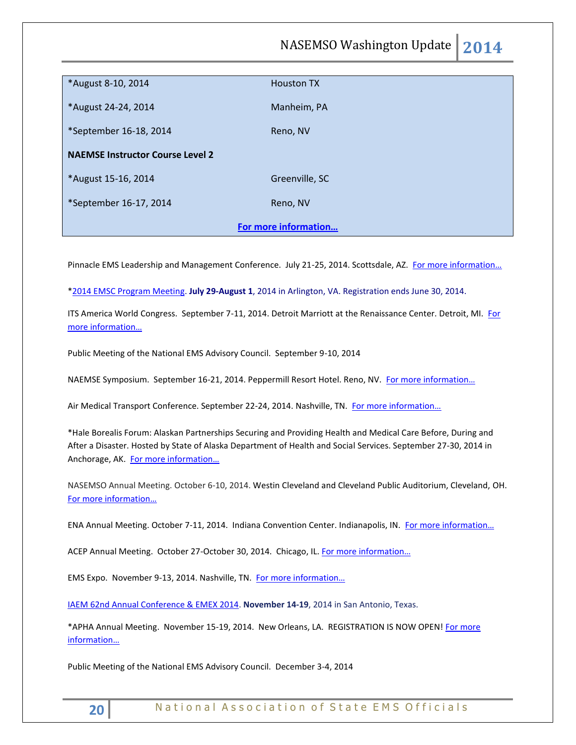| | |
|---|---|
| *August 8-10, 2014 | Houston TX |
| *August 24-24, 2014 | Manheim, PA |
| *September 16-18, 2014 | Reno, NV |
| **NAEMSE Instructor Course Level 2** | |
| *August 15-16, 2014 | Greenville, SC |
| *September 16-17, 2014 | Reno, NV |
| **For more information…** | |

Pinnacle EMS Leadership and Management Conference. July 21-25, 2014. Scottsdale, AZ. For more information…

*2014 EMSC Program Meeting. **July 29-August 1**, 2014 in Arlington, VA. Registration ends June 30, 2014.

ITS America World Congress. September 7-11, 2014. Detroit Marriott at the Renaissance Center. Detroit, MI. For more information…

Public Meeting of the National EMS Advisory Council. September 9-10, 2014

NAEMSE Symposium. September 16-21, 2014. Peppermill Resort Hotel. Reno, NV. For more information…

Air Medical Transport Conference. September 22-24, 2014. Nashville, TN. For more information…

*Hale Borealis Forum: Alaskan Partnerships Securing and Providing Health and Medical Care Before, During and After a Disaster. Hosted by State of Alaska Department of Health and Social Services. September 27-30, 2014 in Anchorage, AK. For more information…

NASEMSO Annual Meeting. October 6-10, 2014. Westin Cleveland and Cleveland Public Auditorium, Cleveland, OH. For more information…

ENA Annual Meeting. October 7-11, 2014. Indiana Convention Center. Indianapolis, IN. For more information…

ACEP Annual Meeting. October 27-October 30, 2014. Chicago, IL. For more information…

EMS Expo. November 9-13, 2014. Nashville, TN. For more information…

IAEM 62nd Annual Conference & EMEX 2014. **November 14-19**, 2014 in San Antonio, Texas.

*APHA Annual Meeting. November 15-19, 2014. New Orleans, LA. REGISTRATION IS NOW OPEN! For more information…

Public Meeting of the National EMS Advisory Council. December 3-4, 2014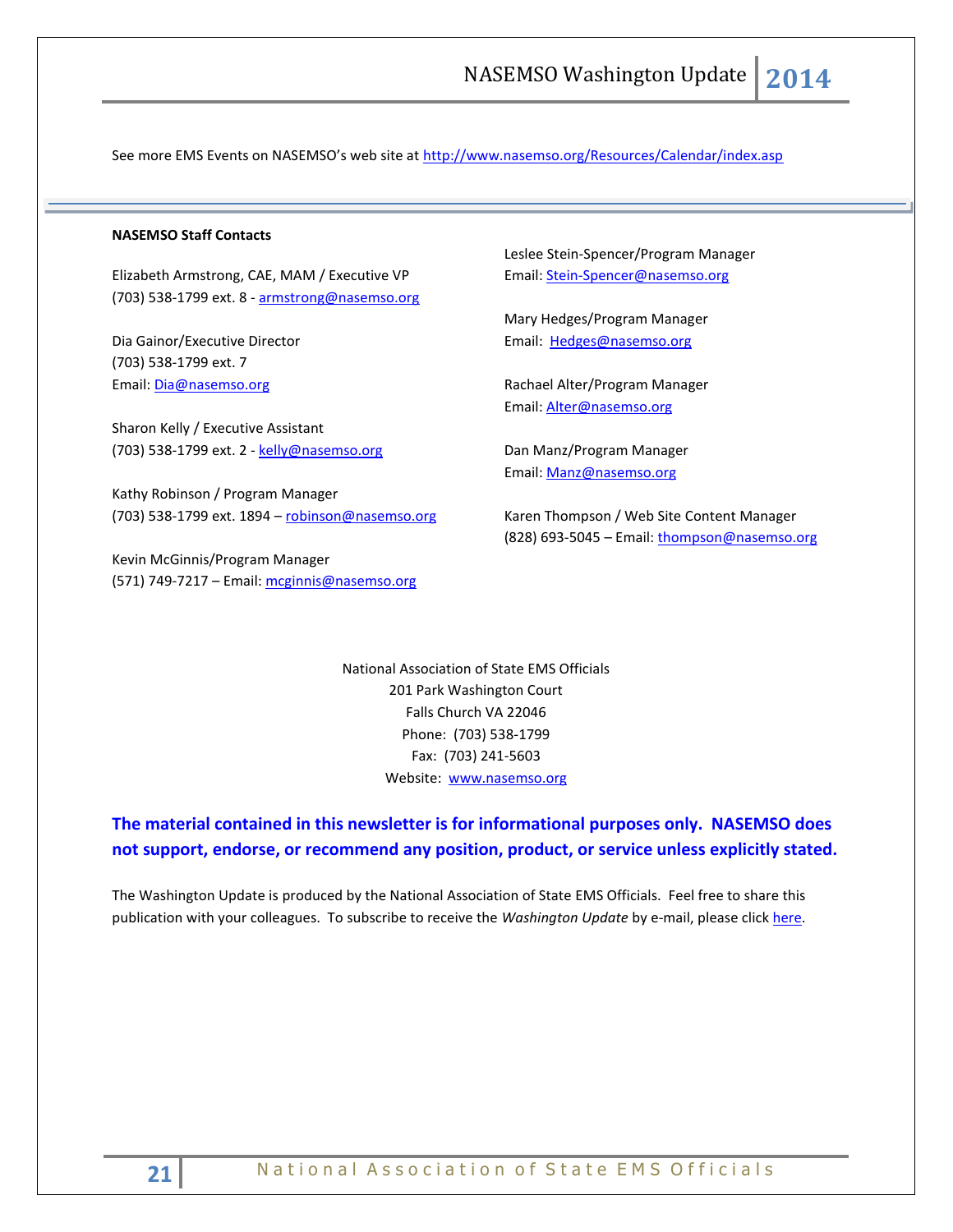See more EMS Events on NASEMSO's web site at http://www.nasemso.org/Resources/Calendar/index.asp

---

**NASEMSO Staff Contacts**

Elizabeth Armstrong, CAE, MAM / Executive VP
(703) 538-1799 ext. 8 - armstrong@nasemso.org

Dia Gainor/Executive Director
(703) 538-1799 ext. 7
Email: Dia@nasemso.org

Sharon Kelly / Executive Assistant
(703) 538-1799 ext. 2 - kelly@nasemso.org

Kathy Robinson / Program Manager
(703) 538-1799 ext. 1894 – robinson@nasemso.org

Kevin McGinnis/Program Manager
(571) 749-7217 – Email: mcginnis@nasemso.org

Leslee Stein-Spencer/Program Manager
Email: Stein-Spencer@nasemso.org

Mary Hedges/Program Manager
Email: Hedges@nasemso.org

Rachael Alter/Program Manager
Email: Alter@nasemso.org

Dan Manz/Program Manager
Email: Manz@nasemso.org

Karen Thompson / Web Site Content Manager
(828) 693-5045 – Email: thompson@nasemso.org

National Association of State EMS Officials
201 Park Washington Court
Falls Church VA 22046
Phone: (703) 538-1799
Fax: (703) 241-5603
Website: www.nasemso.org

**The material contained in this newsletter is for informational purposes only. NASEMSO does not support, endorse, or recommend any position, product, or service unless explicitly stated.**

The Washington Update is produced by the National Association of State EMS Officials. Feel free to share this publication with your colleagues. To subscribe to receive the *Washington Update* by e-mail, please click here.